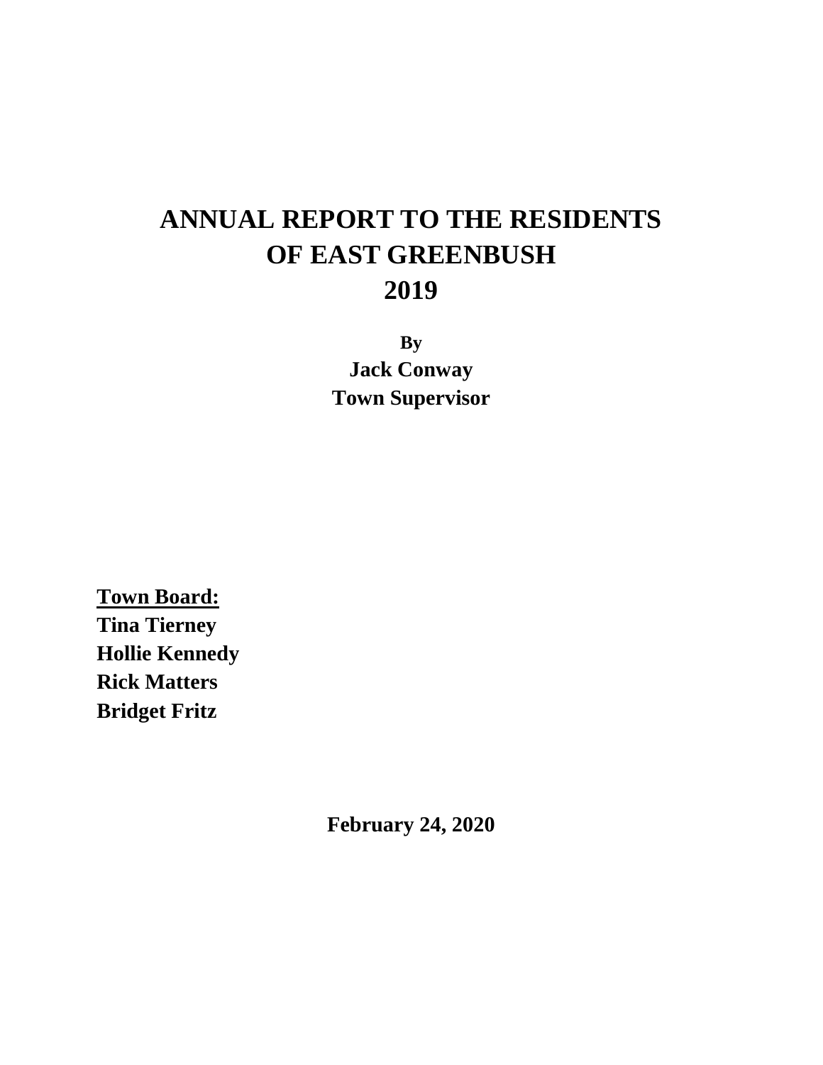# ANNUAL REPORT TO THE RESIDENTS OF EAST GREENBUSH 2019

**By**

**Jack Conway**

**Town Supervisor**

**Town Board:**

**Tina Tierney**

**Hollie Kennedy**

**Rick Matters**

**Bridget Fritz**

**February 24, 2020**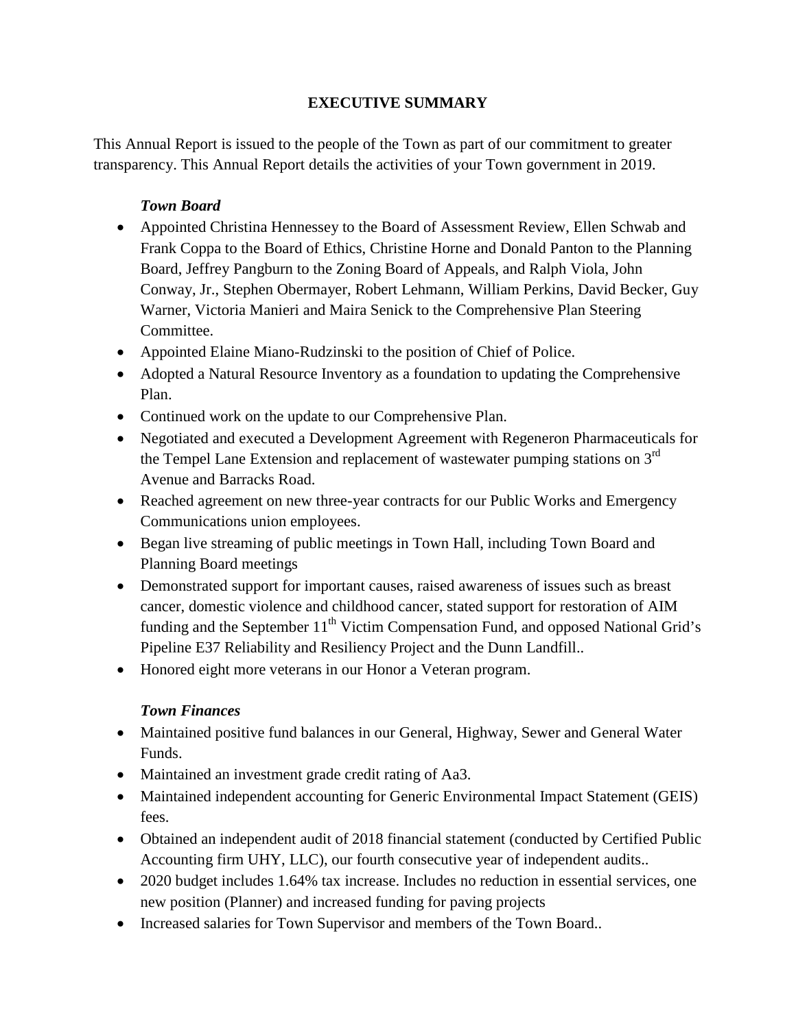# EXECUTIVE SUMMARY

This Annual Report is issued to the people of the Town as part of our commitment to greater transparency. This Annual Report details the activities of your Town government in 2019.

### *Town Board*

- Appointed Christina Hennessey to the Board of Assessment Review, Ellen Schwab and Frank Coppa to the Board of Ethics, Christine Horne and Donald Panton to the Planning Board, Jeffrey Pangburn to the Zoning Board of Appeals, and Ralph Viola, John Conway, Jr., Stephen Obermayer, Robert Lehmann, William Perkins, David Becker, Guy Warner, Victoria Manieri and Maira Senick to the Comprehensive Plan Steering Committee.
- Appointed Elaine Miano-Rudzinski to the position of Chief of Police.
- Adopted a Natural Resource Inventory as a foundation to updating the Comprehensive Plan.
- Continued work on the update to our Comprehensive Plan.
- Negotiated and executed a Development Agreement with Regeneron Pharmaceuticals for the Tempel Lane Extension and replacement of wastewater pumping stations on 3rd Avenue and Barracks Road.
- Reached agreement on new three-year contracts for our Public Works and Emergency Communications union employees.
- Began live streaming of public meetings in Town Hall, including Town Board and Planning Board meetings
- Demonstrated support for important causes, raised awareness of issues such as breast cancer, domestic violence and childhood cancer, stated support for restoration of AIM funding and the September 11th Victim Compensation Fund, and opposed National Grid's Pipeline E37 Reliability and Resiliency Project and the Dunn Landfill..
- Honored eight more veterans in our Honor a Veteran program.

### *Town Finances*

- Maintained positive fund balances in our General, Highway, Sewer and General Water Funds.
- Maintained an investment grade credit rating of Aa3.
- Maintained independent accounting for Generic Environmental Impact Statement (GEIS) fees.
- Obtained an independent audit of 2018 financial statement (conducted by Certified Public Accounting firm UHY, LLC), our fourth consecutive year of independent audits..
- 2020 budget includes 1.64% tax increase. Includes no reduction in essential services, one new position (Planner) and increased funding for paving projects
- Increased salaries for Town Supervisor and members of the Town Board..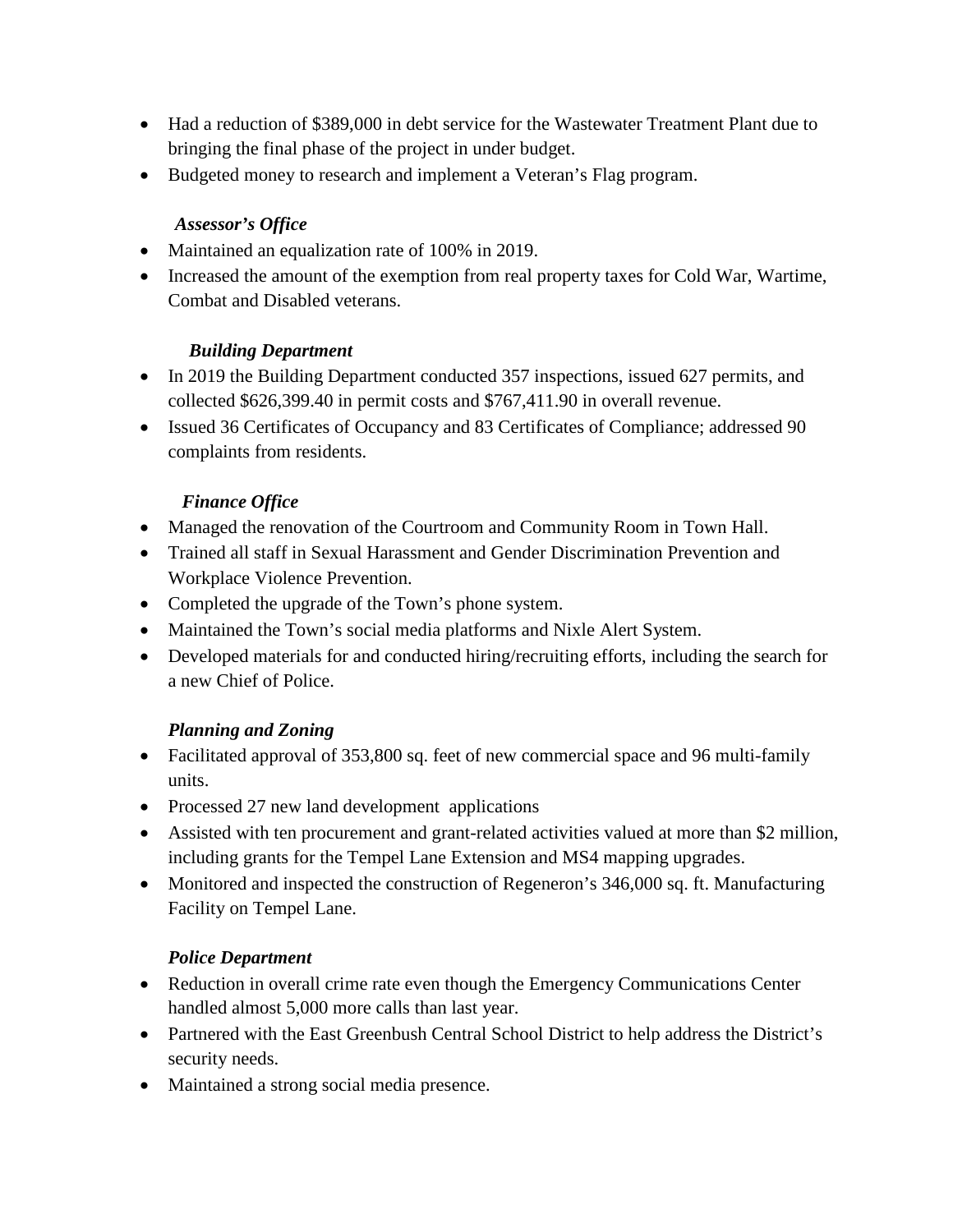- Had a reduction of $389,000 in debt service for the Wastewater Treatment Plant due to bringing the final phase of the project in under budget.
- Budgeted money to research and implement a Veteran's Flag program.

***Assessor's Office***

- Maintained an equalization rate of 100% in 2019.
- Increased the amount of the exemption from real property taxes for Cold War, Wartime, Combat and Disabled veterans.

***Building Department***

- In 2019 the Building Department conducted 357 inspections, issued 627 permits, and collected $626,399.40 in permit costs and $767,411.90 in overall revenue.
- Issued 36 Certificates of Occupancy and 83 Certificates of Compliance; addressed 90 complaints from residents.

***Finance Office***

- Managed the renovation of the Courtroom and Community Room in Town Hall.
- Trained all staff in Sexual Harassment and Gender Discrimination Prevention and Workplace Violence Prevention.
- Completed the upgrade of the Town's phone system.
- Maintained the Town's social media platforms and Nixle Alert System.
- Developed materials for and conducted hiring/recruiting efforts, including the search for a new Chief of Police.

***Planning and Zoning***

- Facilitated approval of 353,800 sq. feet of new commercial space and 96 multi-family units.
- Processed 27 new land development applications
- Assisted with ten procurement and grant-related activities valued at more than $2 million, including grants for the Tempel Lane Extension and MS4 mapping upgrades.
- Monitored and inspected the construction of Regeneron's 346,000 sq. ft. Manufacturing Facility on Tempel Lane.

***Police Department***

- Reduction in overall crime rate even though the Emergency Communications Center handled almost 5,000 more calls than last year.
- Partnered with the East Greenbush Central School District to help address the District's security needs.
- Maintained a strong social media presence.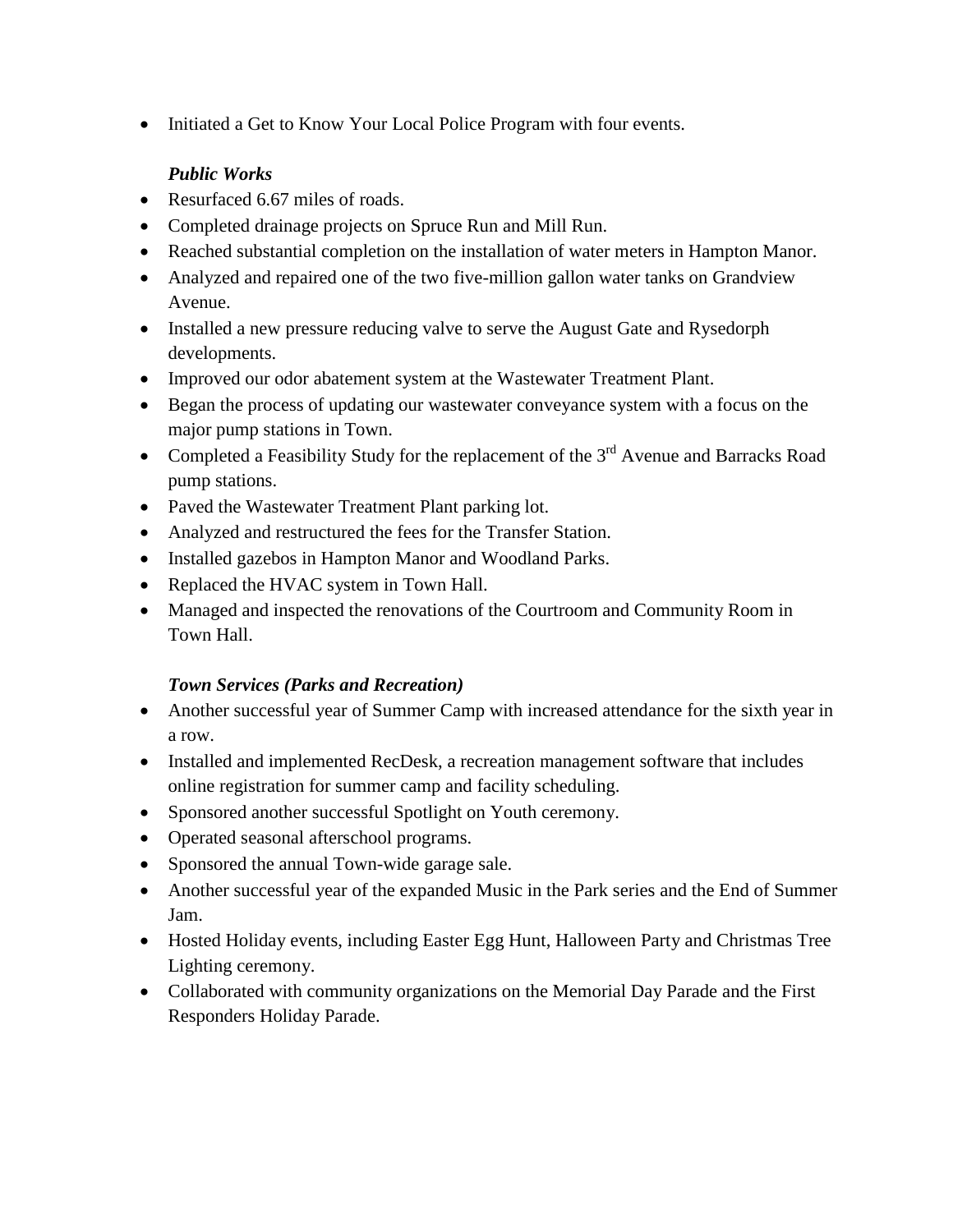- Initiated a Get to Know Your Local Police Program with four events.

***Public Works***

- Resurfaced 6.67 miles of roads.
- Completed drainage projects on Spruce Run and Mill Run.
- Reached substantial completion on the installation of water meters in Hampton Manor.
- Analyzed and repaired one of the two five-million gallon water tanks on Grandview Avenue.
- Installed a new pressure reducing valve to serve the August Gate and Rysedorph developments.
- Improved our odor abatement system at the Wastewater Treatment Plant.
- Began the process of updating our wastewater conveyance system with a focus on the major pump stations in Town.
- Completed a Feasibility Study for the replacement of the 3rd Avenue and Barracks Road pump stations.
- Paved the Wastewater Treatment Plant parking lot.
- Analyzed and restructured the fees for the Transfer Station.
- Installed gazebos in Hampton Manor and Woodland Parks.
- Replaced the HVAC system in Town Hall.
- Managed and inspected the renovations of the Courtroom and Community Room in Town Hall.

***Town Services (Parks and Recreation)***

- Another successful year of Summer Camp with increased attendance for the sixth year in a row.
- Installed and implemented RecDesk, a recreation management software that includes online registration for summer camp and facility scheduling.
- Sponsored another successful Spotlight on Youth ceremony.
- Operated seasonal afterschool programs.
- Sponsored the annual Town-wide garage sale.
- Another successful year of the expanded Music in the Park series and the End of Summer Jam.
- Hosted Holiday events, including Easter Egg Hunt, Halloween Party and Christmas Tree Lighting ceremony.
- Collaborated with community organizations on the Memorial Day Parade and the First Responders Holiday Parade.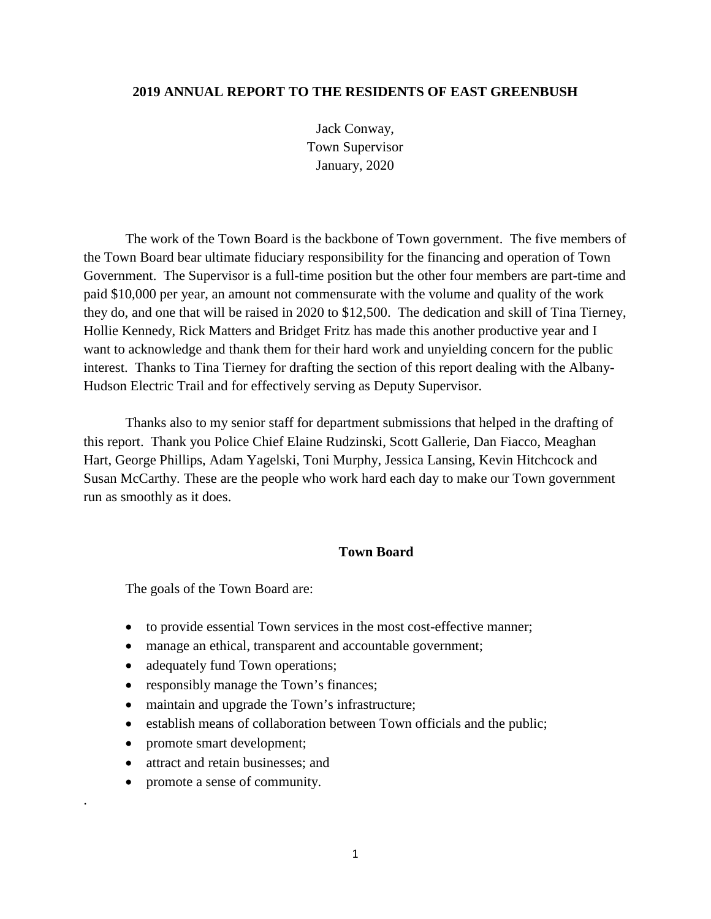**2019 ANNUAL REPORT TO THE RESIDENTS OF EAST GREENBUSH**

Jack Conway,
Town Supervisor
January, 2020

The work of the Town Board is the backbone of Town government. The five members of the Town Board bear ultimate fiduciary responsibility for the financing and operation of Town Government. The Supervisor is a full-time position but the other four members are part-time and paid $10,000 per year, an amount not commensurate with the volume and quality of the work they do, and one that will be raised in 2020 to $12,500. The dedication and skill of Tina Tierney, Hollie Kennedy, Rick Matters and Bridget Fritz has made this another productive year and I want to acknowledge and thank them for their hard work and unyielding concern for the public interest. Thanks to Tina Tierney for drafting the section of this report dealing with the Albany-Hudson Electric Trail and for effectively serving as Deputy Supervisor.

Thanks also to my senior staff for department submissions that helped in the drafting of this report. Thank you Police Chief Elaine Rudzinski, Scott Gallerie, Dan Fiacco, Meaghan Hart, George Phillips, Adam Yagelski, Toni Murphy, Jessica Lansing, Kevin Hitchcock and Susan McCarthy. These are the people who work hard each day to make our Town government run as smoothly as it does.

**Town Board**

The goals of the Town Board are:

- to provide essential Town services in the most cost-effective manner;
- manage an ethical, transparent and accountable government;
- adequately fund Town operations;
- responsibly manage the Town's finances;
- maintain and upgrade the Town's infrastructure;
- establish means of collaboration between Town officials and the public;
- promote smart development;
- attract and retain businesses; and
- promote a sense of community.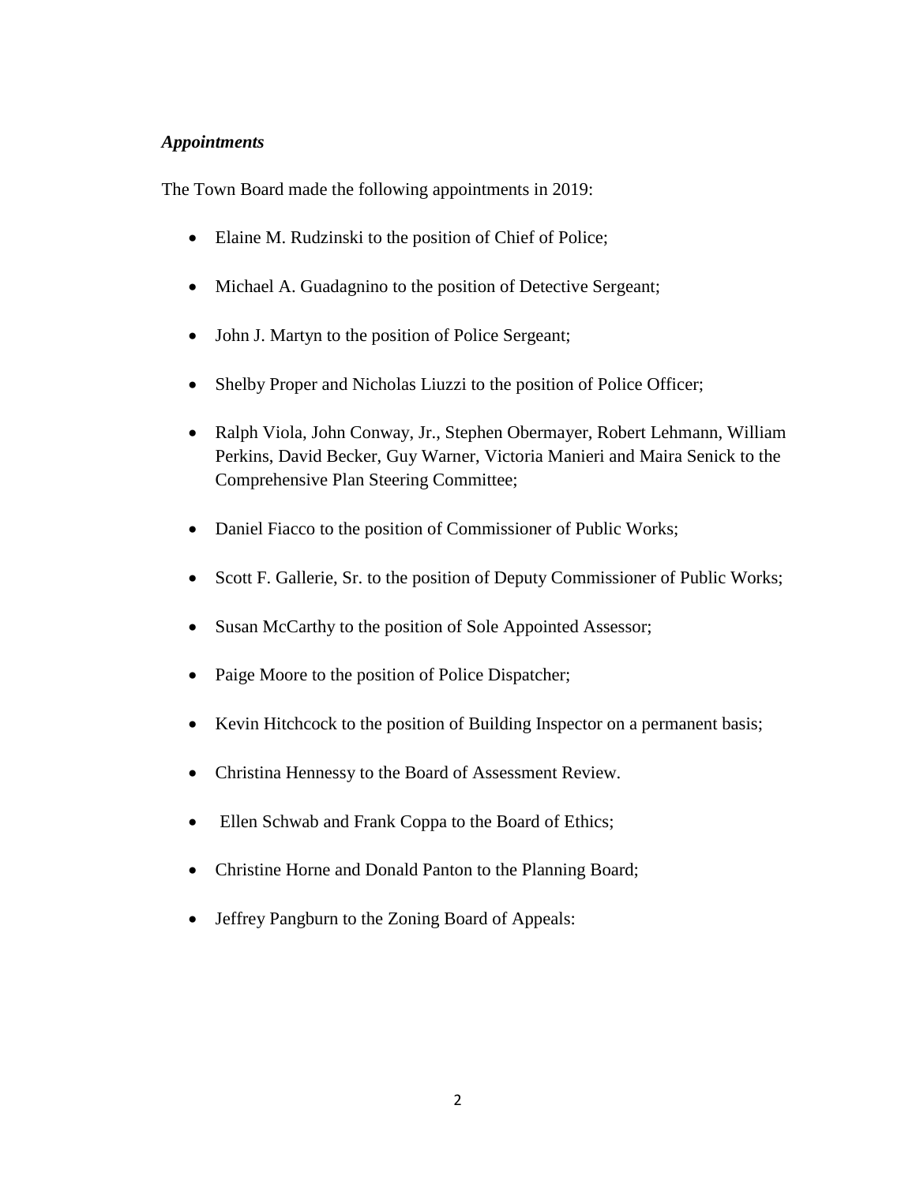***Appointments***

The Town Board made the following appointments in 2019:

- Elaine M. Rudzinski to the position of Chief of Police;
- Michael A. Guadagnino to the position of Detective Sergeant;
- John J. Martyn to the position of Police Sergeant;
- Shelby Proper and Nicholas Liuzzi to the position of Police Officer;
- Ralph Viola, John Conway, Jr., Stephen Obermayer, Robert Lehmann, William Perkins, David Becker, Guy Warner, Victoria Manieri and Maira Senick to the Comprehensive Plan Steering Committee;
- Daniel Fiacco to the position of Commissioner of Public Works;
- Scott F. Gallerie, Sr. to the position of Deputy Commissioner of Public Works;
- Susan McCarthy to the position of Sole Appointed Assessor;
- Paige Moore to the position of Police Dispatcher;
- Kevin Hitchcock to the position of Building Inspector on a permanent basis;
- Christina Hennessy to the Board of Assessment Review.
- Ellen Schwab and Frank Coppa to the Board of Ethics;
- Christine Horne and Donald Panton to the Planning Board;
- Jeffrey Pangburn to the Zoning Board of Appeals: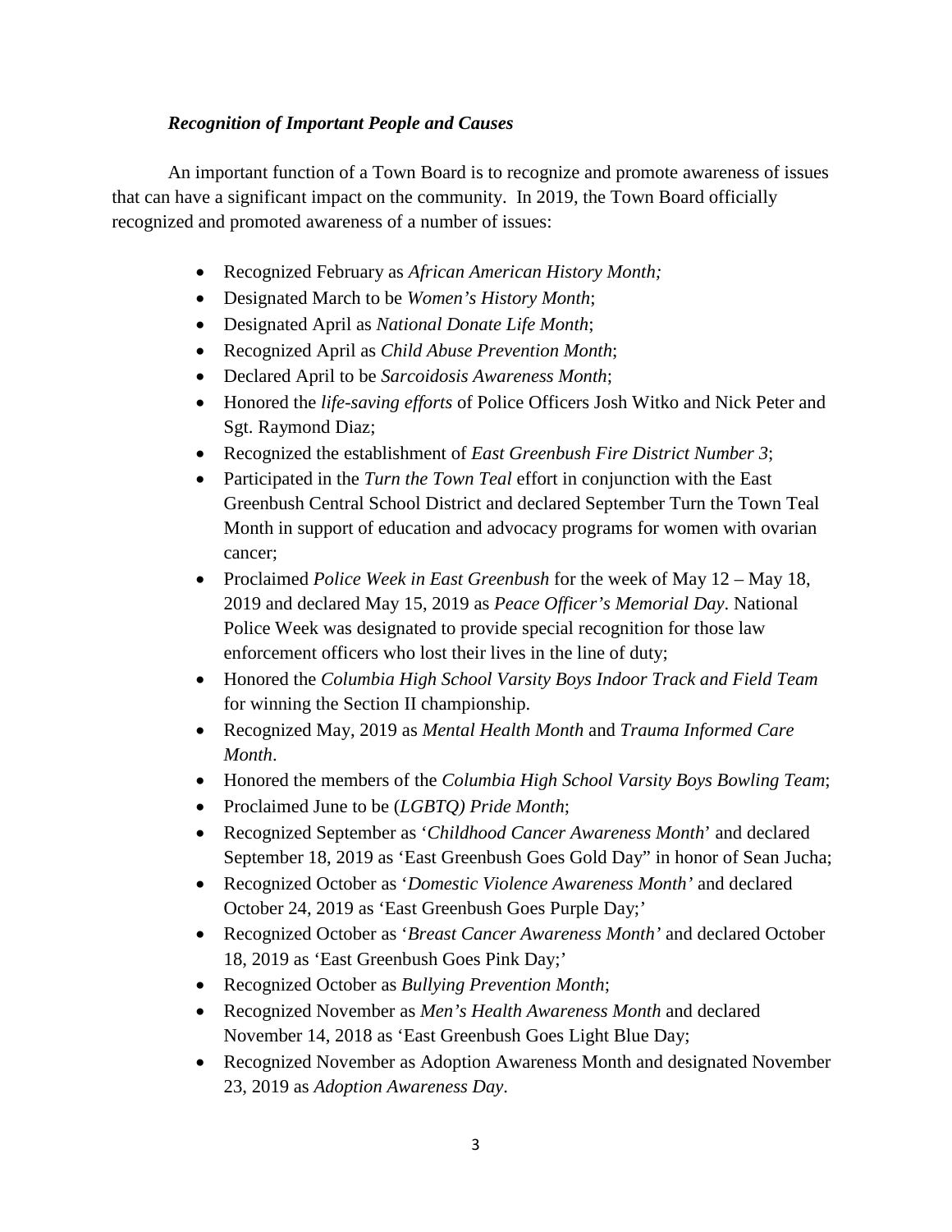### *Recognition of Important People and Causes*

An important function of a Town Board is to recognize and promote awareness of issues that can have a significant impact on the community. In 2019, the Town Board officially recognized and promoted awareness of a number of issues:

- Recognized February as *African American History Month;*
- Designated March to be *Women's History Month*;
- Designated April as *National Donate Life Month*;
- Recognized April as *Child Abuse Prevention Month*;
- Declared April to be *Sarcoidosis Awareness Month*;
- Honored the *life-saving efforts* of Police Officers Josh Witko and Nick Peter and Sgt. Raymond Diaz;
- Recognized the establishment of *East Greenbush Fire District Number 3*;
- Participated in the *Turn the Town Teal* effort in conjunction with the East Greenbush Central School District and declared September Turn the Town Teal Month in support of education and advocacy programs for women with ovarian cancer;
- Proclaimed *Police Week in East Greenbush* for the week of May 12 – May 18, 2019 and declared May 15, 2019 as *Peace Officer's Memorial Day*. National Police Week was designated to provide special recognition for those law enforcement officers who lost their lives in the line of duty;
- Honored the *Columbia High School Varsity Boys Indoor Track and Field Team* for winning the Section II championship.
- Recognized May, 2019 as *Mental Health Month* and *Trauma Informed Care Month*.
- Honored the members of the *Columbia High School Varsity Boys Bowling Team*;
- Proclaimed June to be (*LGBTQ) Pride Month*;
- Recognized September as '*Childhood Cancer Awareness Month*' and declared September 18, 2019 as 'East Greenbush Goes Gold Day" in honor of Sean Jucha;
- Recognized October as '*Domestic Violence Awareness Month'* and declared October 24, 2019 as 'East Greenbush Goes Purple Day;'
- Recognized October as '*Breast Cancer Awareness Month'* and declared October 18, 2019 as 'East Greenbush Goes Pink Day;'
- Recognized October as *Bullying Prevention Month*;
- Recognized November as *Men's Health Awareness Month* and declared November 14, 2018 as 'East Greenbush Goes Light Blue Day;
- Recognized November as Adoption Awareness Month and designated November 23, 2019 as *Adoption Awareness Day*.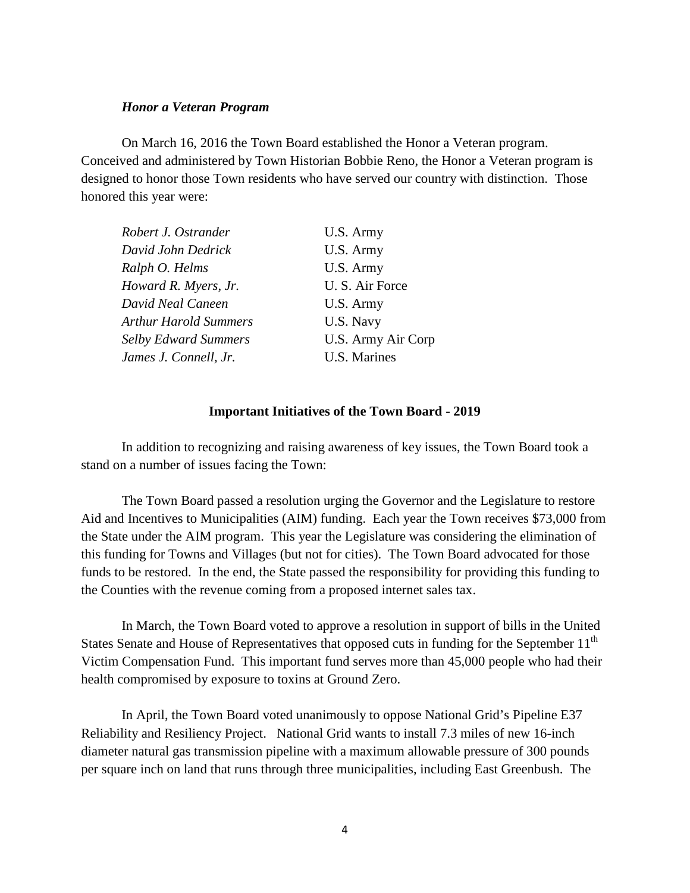***Honor a Veteran Program***

On March 16, 2016 the Town Board established the Honor a Veteran program. Conceived and administered by Town Historian Bobbie Reno, the Honor a Veteran program is designed to honor those Town residents who have served our country with distinction. Those honored this year were:

| | |
|---|---|
| *Robert J. Ostrander* | U.S. Army |
| *David John Dedrick* | U.S. Army |
| *Ralph O. Helms* | U.S. Army |
| *Howard R. Myers, Jr.* | U. S. Air Force |
| *David Neal Caneen* | U.S. Army |
| *Arthur Harold Summers* | U.S. Navy |
| *Selby Edward Summers* | U.S. Army Air Corp |
| *James J. Connell, Jr.* | U.S. Marines |

**Important Initiatives of the Town Board - 2019**

In addition to recognizing and raising awareness of key issues, the Town Board took a stand on a number of issues facing the Town:

The Town Board passed a resolution urging the Governor and the Legislature to restore Aid and Incentives to Municipalities (AIM) funding. Each year the Town receives $73,000 from the State under the AIM program. This year the Legislature was considering the elimination of this funding for Towns and Villages (but not for cities). The Town Board advocated for those funds to be restored. In the end, the State passed the responsibility for providing this funding to the Counties with the revenue coming from a proposed internet sales tax.

In March, the Town Board voted to approve a resolution in support of bills in the United States Senate and House of Representatives that opposed cuts in funding for the September 11th Victim Compensation Fund. This important fund serves more than 45,000 people who had their health compromised by exposure to toxins at Ground Zero.

In April, the Town Board voted unanimously to oppose National Grid's Pipeline E37 Reliability and Resiliency Project. National Grid wants to install 7.3 miles of new 16-inch diameter natural gas transmission pipeline with a maximum allowable pressure of 300 pounds per square inch on land that runs through three municipalities, including East Greenbush. The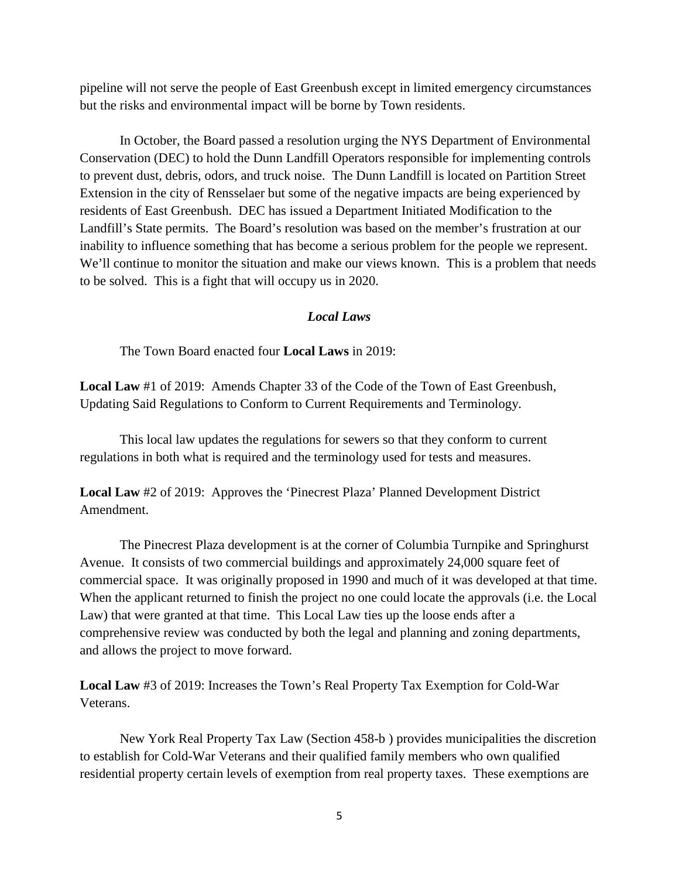pipeline will not serve the people of East Greenbush except in limited emergency circumstances but the risks and environmental impact will be borne by Town residents.

In October, the Board passed a resolution urging the NYS Department of Environmental Conservation (DEC) to hold the Dunn Landfill Operators responsible for implementing controls to prevent dust, debris, odors, and truck noise. The Dunn Landfill is located on Partition Street Extension in the city of Rensselaer but some of the negative impacts are being experienced by residents of East Greenbush. DEC has issued a Department Initiated Modification to the Landfill's State permits. The Board's resolution was based on the member's frustration at our inability to influence something that has become a serious problem for the people we represent. We'll continue to monitor the situation and make our views known. This is a problem that needs to be solved. This is a fight that will occupy us in 2020.

### *Local Laws*

The Town Board enacted four **Local Laws** in 2019:

**Local Law** #1 of 2019: Amends Chapter 33 of the Code of the Town of East Greenbush, Updating Said Regulations to Conform to Current Requirements and Terminology.

This local law updates the regulations for sewers so that they conform to current regulations in both what is required and the terminology used for tests and measures.

**Local Law** #2 of 2019: Approves the 'Pinecrest Plaza' Planned Development District Amendment.

The Pinecrest Plaza development is at the corner of Columbia Turnpike and Springhurst Avenue. It consists of two commercial buildings and approximately 24,000 square feet of commercial space. It was originally proposed in 1990 and much of it was developed at that time. When the applicant returned to finish the project no one could locate the approvals (i.e. the Local Law) that were granted at that time. This Local Law ties up the loose ends after a comprehensive review was conducted by both the legal and planning and zoning departments, and allows the project to move forward.

**Local Law** #3 of 2019: Increases the Town's Real Property Tax Exemption for Cold-War Veterans.

New York Real Property Tax Law (Section 458-b ) provides municipalities the discretion to establish for Cold-War Veterans and their qualified family members who own qualified residential property certain levels of exemption from real property taxes. These exemptions are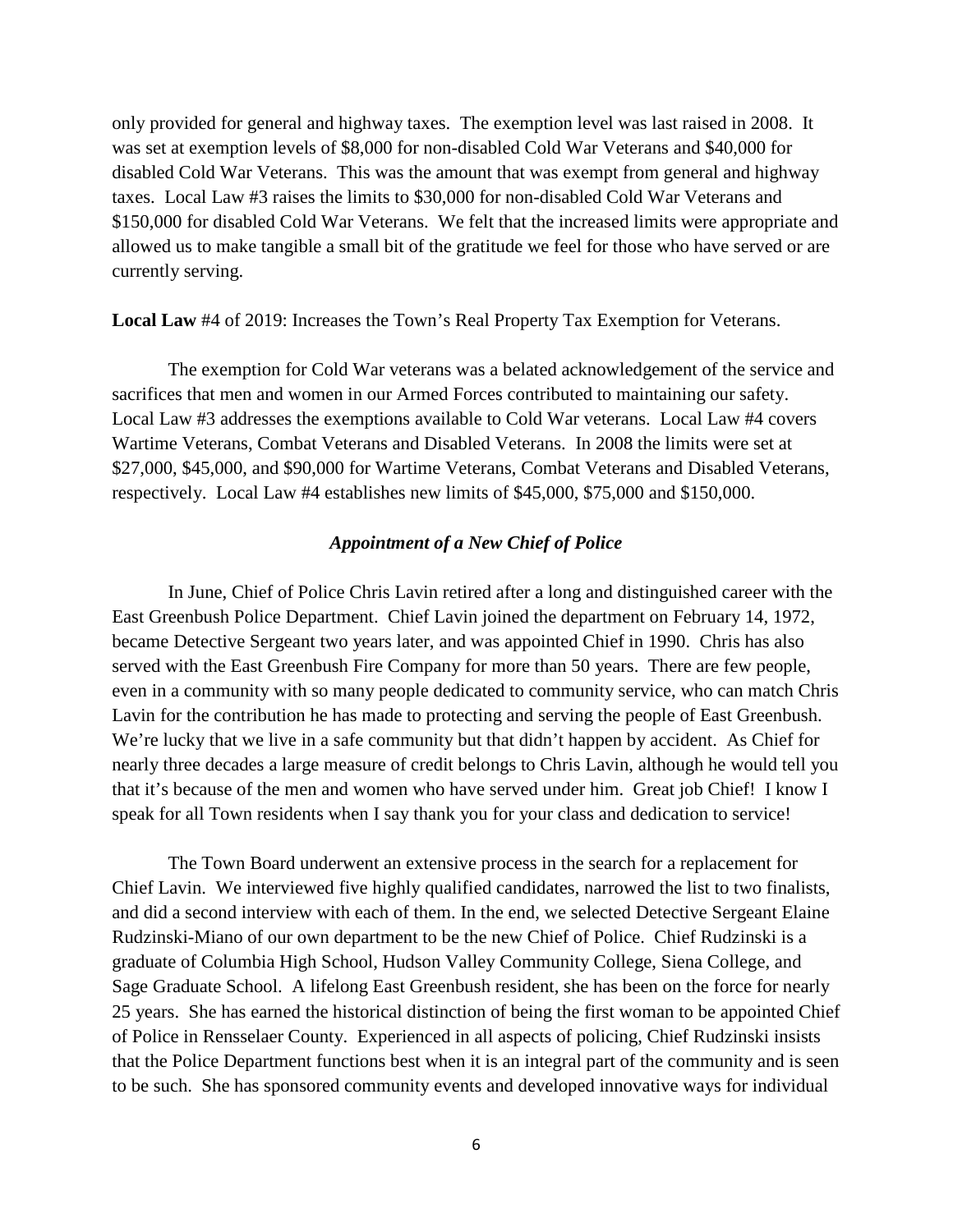only provided for general and highway taxes. The exemption level was last raised in 2008. It was set at exemption levels of $8,000 for non-disabled Cold War Veterans and $40,000 for disabled Cold War Veterans. This was the amount that was exempt from general and highway taxes. Local Law #3 raises the limits to $30,000 for non-disabled Cold War Veterans and $150,000 for disabled Cold War Veterans. We felt that the increased limits were appropriate and allowed us to make tangible a small bit of the gratitude we feel for those who have served or are currently serving.

**Local Law** #4 of 2019: Increases the Town's Real Property Tax Exemption for Veterans.

The exemption for Cold War veterans was a belated acknowledgement of the service and sacrifices that men and women in our Armed Forces contributed to maintaining our safety. Local Law #3 addresses the exemptions available to Cold War veterans. Local Law #4 covers Wartime Veterans, Combat Veterans and Disabled Veterans. In 2008 the limits were set at $27,000, $45,000, and $90,000 for Wartime Veterans, Combat Veterans and Disabled Veterans, respectively. Local Law #4 establishes new limits of $45,000, $75,000 and $150,000.

### *Appointment of a New Chief of Police*

In June, Chief of Police Chris Lavin retired after a long and distinguished career with the East Greenbush Police Department. Chief Lavin joined the department on February 14, 1972, became Detective Sergeant two years later, and was appointed Chief in 1990. Chris has also served with the East Greenbush Fire Company for more than 50 years. There are few people, even in a community with so many people dedicated to community service, who can match Chris Lavin for the contribution he has made to protecting and serving the people of East Greenbush. We're lucky that we live in a safe community but that didn't happen by accident. As Chief for nearly three decades a large measure of credit belongs to Chris Lavin, although he would tell you that it's because of the men and women who have served under him. Great job Chief! I know I speak for all Town residents when I say thank you for your class and dedication to service!

The Town Board underwent an extensive process in the search for a replacement for Chief Lavin. We interviewed five highly qualified candidates, narrowed the list to two finalists, and did a second interview with each of them. In the end, we selected Detective Sergeant Elaine Rudzinski-Miano of our own department to be the new Chief of Police. Chief Rudzinski is a graduate of Columbia High School, Hudson Valley Community College, Siena College, and Sage Graduate School. A lifelong East Greenbush resident, she has been on the force for nearly 25 years. She has earned the historical distinction of being the first woman to be appointed Chief of Police in Rensselaer County. Experienced in all aspects of policing, Chief Rudzinski insists that the Police Department functions best when it is an integral part of the community and is seen to be such. She has sponsored community events and developed innovative ways for individual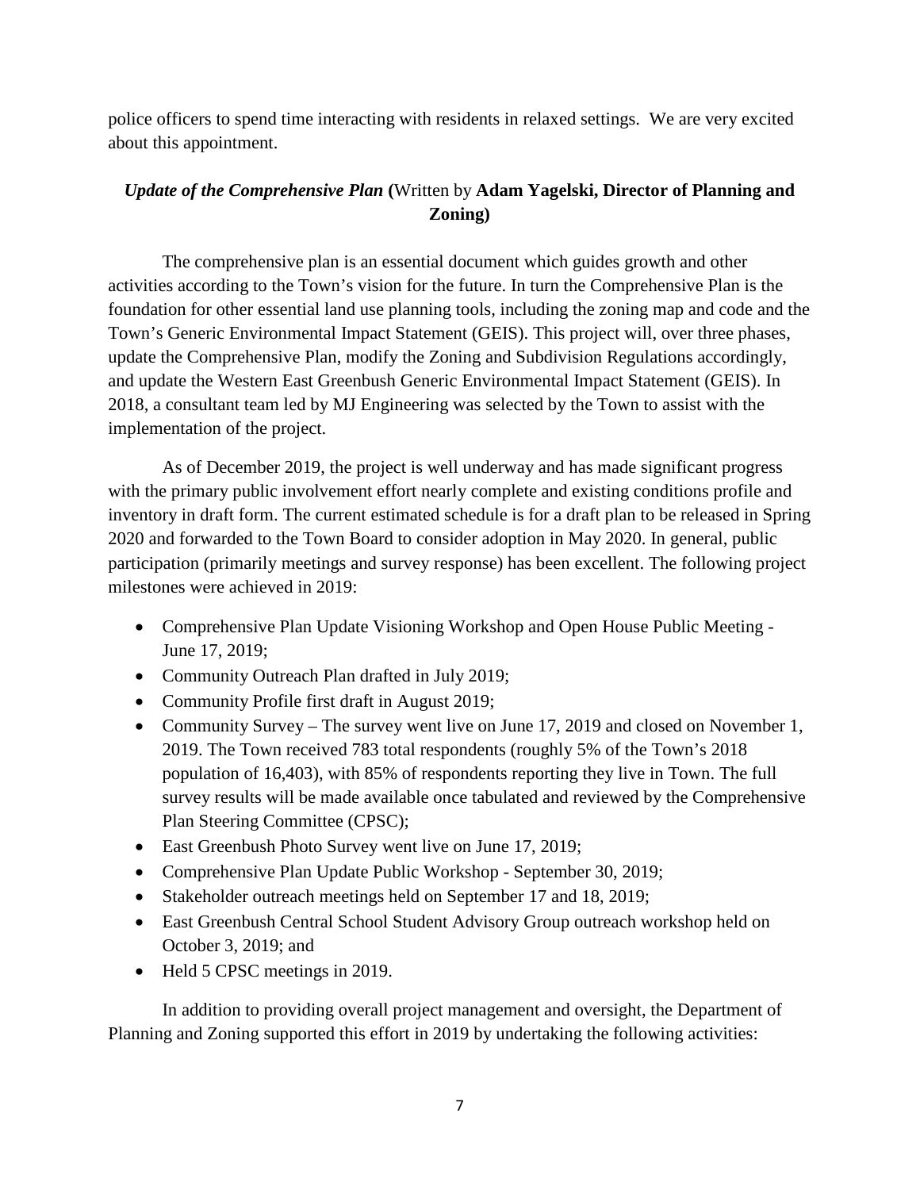police officers to spend time interacting with residents in relaxed settings. We are very excited about this appointment.

### *Update of the Comprehensive Plan* (Written by **Adam Yagelski, Director of Planning and Zoning)**

The comprehensive plan is an essential document which guides growth and other activities according to the Town's vision for the future. In turn the Comprehensive Plan is the foundation for other essential land use planning tools, including the zoning map and code and the Town's Generic Environmental Impact Statement (GEIS). This project will, over three phases, update the Comprehensive Plan, modify the Zoning and Subdivision Regulations accordingly, and update the Western East Greenbush Generic Environmental Impact Statement (GEIS). In 2018, a consultant team led by MJ Engineering was selected by the Town to assist with the implementation of the project.

As of December 2019, the project is well underway and has made significant progress with the primary public involvement effort nearly complete and existing conditions profile and inventory in draft form. The current estimated schedule is for a draft plan to be released in Spring 2020 and forwarded to the Town Board to consider adoption in May 2020. In general, public participation (primarily meetings and survey response) has been excellent. The following project milestones were achieved in 2019:

- Comprehensive Plan Update Visioning Workshop and Open House Public Meeting - June 17, 2019;
- Community Outreach Plan drafted in July 2019;
- Community Profile first draft in August 2019;
- Community Survey – The survey went live on June 17, 2019 and closed on November 1, 2019. The Town received 783 total respondents (roughly 5% of the Town's 2018 population of 16,403), with 85% of respondents reporting they live in Town. The full survey results will be made available once tabulated and reviewed by the Comprehensive Plan Steering Committee (CPSC);
- East Greenbush Photo Survey went live on June 17, 2019;
- Comprehensive Plan Update Public Workshop - September 30, 2019;
- Stakeholder outreach meetings held on September 17 and 18, 2019;
- East Greenbush Central School Student Advisory Group outreach workshop held on October 3, 2019; and
- Held 5 CPSC meetings in 2019.

In addition to providing overall project management and oversight, the Department of Planning and Zoning supported this effort in 2019 by undertaking the following activities: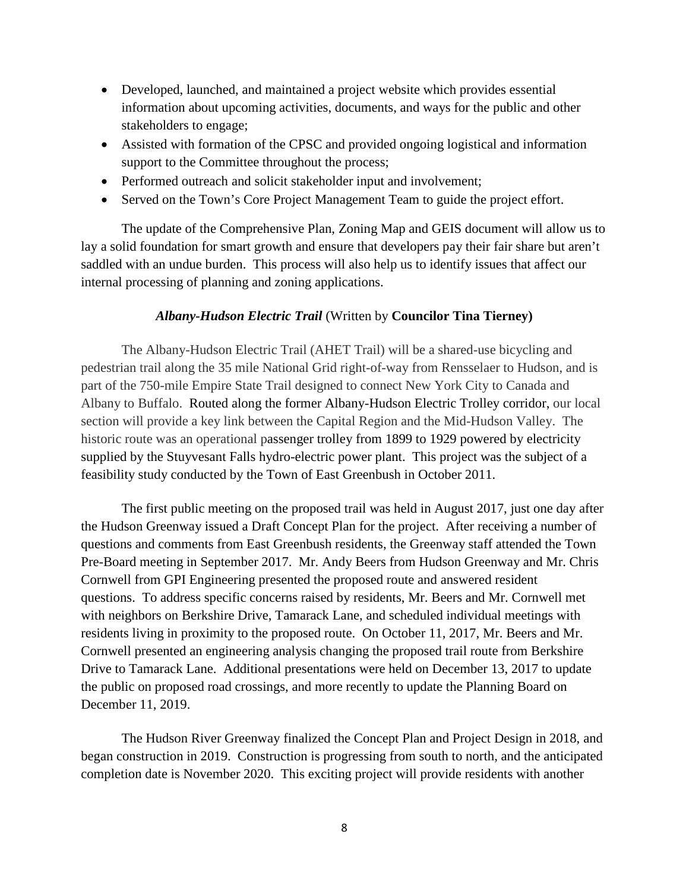- Developed, launched, and maintained a project website which provides essential information about upcoming activities, documents, and ways for the public and other stakeholders to engage;
- Assisted with formation of the CPSC and provided ongoing logistical and information support to the Committee throughout the process;
- Performed outreach and solicit stakeholder input and involvement;
- Served on the Town's Core Project Management Team to guide the project effort.

The update of the Comprehensive Plan, Zoning Map and GEIS document will allow us to lay a solid foundation for smart growth and ensure that developers pay their fair share but aren't saddled with an undue burden. This process will also help us to identify issues that affect our internal processing of planning and zoning applications.

### ***Albany-Hudson Electric Trail*** (Written by **Councilor Tina Tierney)**

The Albany-Hudson Electric Trail (AHET Trail) will be a shared-use bicycling and pedestrian trail along the 35 mile National Grid right-of-way from Rensselaer to Hudson, and is part of the 750-mile Empire State Trail designed to connect New York City to Canada and Albany to Buffalo. Routed along the former Albany-Hudson Electric Trolley corridor, our local section will provide a key link between the Capital Region and the Mid-Hudson Valley. The historic route was an operational passenger trolley from 1899 to 1929 powered by electricity supplied by the Stuyvesant Falls hydro-electric power plant. This project was the subject of a feasibility study conducted by the Town of East Greenbush in October 2011.

The first public meeting on the proposed trail was held in August 2017, just one day after the Hudson Greenway issued a Draft Concept Plan for the project. After receiving a number of questions and comments from East Greenbush residents, the Greenway staff attended the Town Pre-Board meeting in September 2017. Mr. Andy Beers from Hudson Greenway and Mr. Chris Cornwell from GPI Engineering presented the proposed route and answered resident questions. To address specific concerns raised by residents, Mr. Beers and Mr. Cornwell met with neighbors on Berkshire Drive, Tamarack Lane, and scheduled individual meetings with residents living in proximity to the proposed route. On October 11, 2017, Mr. Beers and Mr. Cornwell presented an engineering analysis changing the proposed trail route from Berkshire Drive to Tamarack Lane. Additional presentations were held on December 13, 2017 to update the public on proposed road crossings, and more recently to update the Planning Board on December 11, 2019.

The Hudson River Greenway finalized the Concept Plan and Project Design in 2018, and began construction in 2019. Construction is progressing from south to north, and the anticipated completion date is November 2020. This exciting project will provide residents with another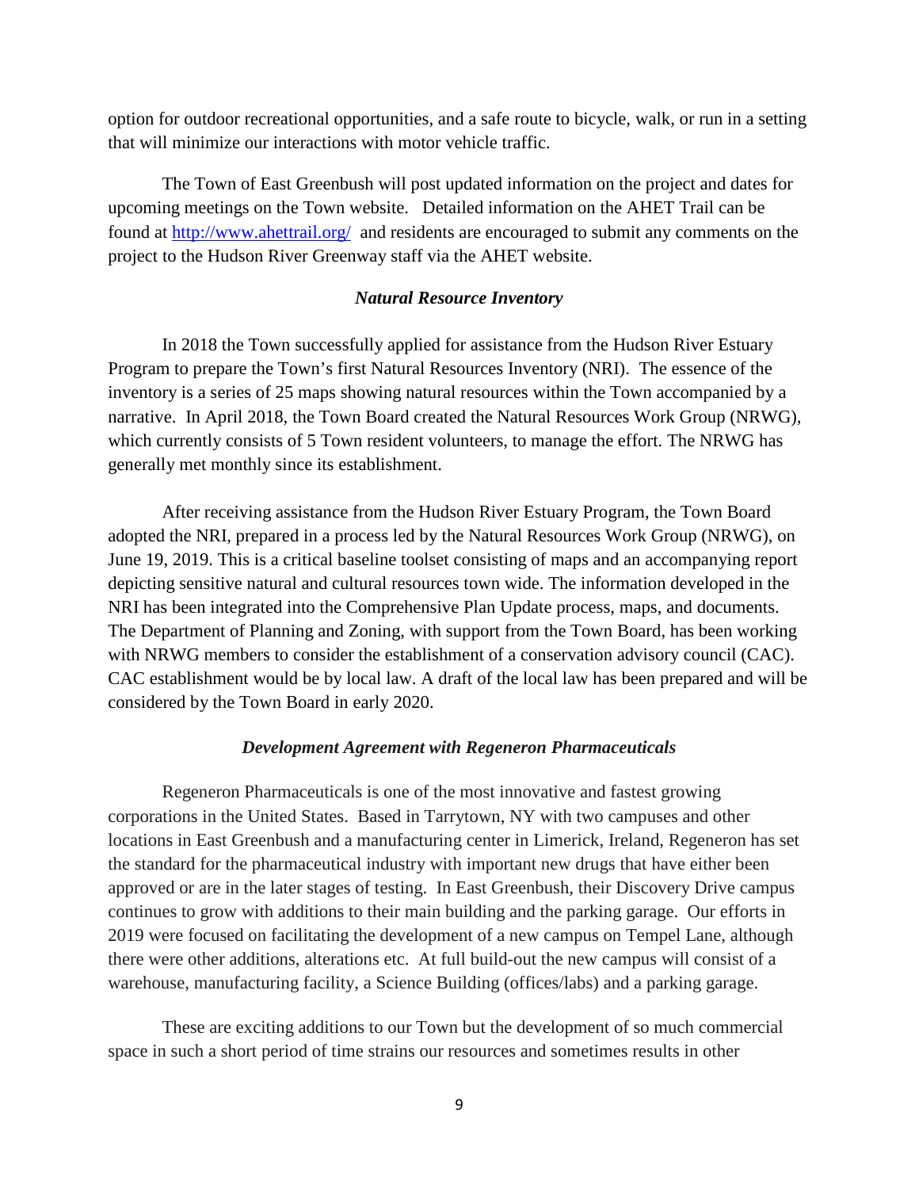option for outdoor recreational opportunities, and a safe route to bicycle, walk, or run in a setting that will minimize our interactions with motor vehicle traffic.

The Town of East Greenbush will post updated information on the project and dates for upcoming meetings on the Town website. Detailed information on the AHET Trail can be found at http://www.ahettrail.org/ and residents are encouraged to submit any comments on the project to the Hudson River Greenway staff via the AHET website.

### *Natural Resource Inventory*

In 2018 the Town successfully applied for assistance from the Hudson River Estuary Program to prepare the Town's first Natural Resources Inventory (NRI). The essence of the inventory is a series of 25 maps showing natural resources within the Town accompanied by a narrative. In April 2018, the Town Board created the Natural Resources Work Group (NRWG), which currently consists of 5 Town resident volunteers, to manage the effort. The NRWG has generally met monthly since its establishment.

After receiving assistance from the Hudson River Estuary Program, the Town Board adopted the NRI, prepared in a process led by the Natural Resources Work Group (NRWG), on June 19, 2019. This is a critical baseline toolset consisting of maps and an accompanying report depicting sensitive natural and cultural resources town wide. The information developed in the NRI has been integrated into the Comprehensive Plan Update process, maps, and documents. The Department of Planning and Zoning, with support from the Town Board, has been working with NRWG members to consider the establishment of a conservation advisory council (CAC). CAC establishment would be by local law. A draft of the local law has been prepared and will be considered by the Town Board in early 2020.

### *Development Agreement with Regeneron Pharmaceuticals*

Regeneron Pharmaceuticals is one of the most innovative and fastest growing corporations in the United States. Based in Tarrytown, NY with two campuses and other locations in East Greenbush and a manufacturing center in Limerick, Ireland, Regeneron has set the standard for the pharmaceutical industry with important new drugs that have either been approved or are in the later stages of testing. In East Greenbush, their Discovery Drive campus continues to grow with additions to their main building and the parking garage. Our efforts in 2019 were focused on facilitating the development of a new campus on Tempel Lane, although there were other additions, alterations etc. At full build-out the new campus will consist of a warehouse, manufacturing facility, a Science Building (offices/labs) and a parking garage.

These are exciting additions to our Town but the development of so much commercial space in such a short period of time strains our resources and sometimes results in other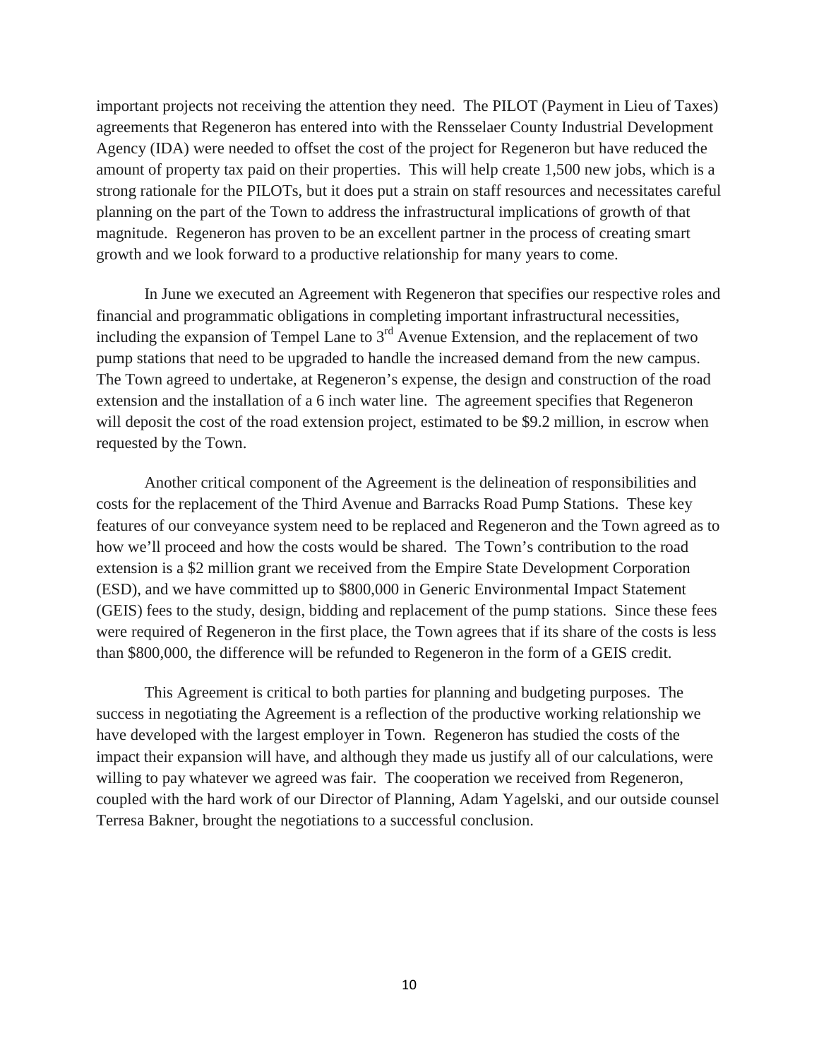important projects not receiving the attention they need. The PILOT (Payment in Lieu of Taxes) agreements that Regeneron has entered into with the Rensselaer County Industrial Development Agency (IDA) were needed to offset the cost of the project for Regeneron but have reduced the amount of property tax paid on their properties. This will help create 1,500 new jobs, which is a strong rationale for the PILOTs, but it does put a strain on staff resources and necessitates careful planning on the part of the Town to address the infrastructural implications of growth of that magnitude. Regeneron has proven to be an excellent partner in the process of creating smart growth and we look forward to a productive relationship for many years to come.

In June we executed an Agreement with Regeneron that specifies our respective roles and financial and programmatic obligations in completing important infrastructural necessities, including the expansion of Tempel Lane to 3rd Avenue Extension, and the replacement of two pump stations that need to be upgraded to handle the increased demand from the new campus. The Town agreed to undertake, at Regeneron's expense, the design and construction of the road extension and the installation of a 6 inch water line. The agreement specifies that Regeneron will deposit the cost of the road extension project, estimated to be $9.2 million, in escrow when requested by the Town.

Another critical component of the Agreement is the delineation of responsibilities and costs for the replacement of the Third Avenue and Barracks Road Pump Stations. These key features of our conveyance system need to be replaced and Regeneron and the Town agreed as to how we'll proceed and how the costs would be shared. The Town's contribution to the road extension is a $2 million grant we received from the Empire State Development Corporation (ESD), and we have committed up to $800,000 in Generic Environmental Impact Statement (GEIS) fees to the study, design, bidding and replacement of the pump stations. Since these fees were required of Regeneron in the first place, the Town agrees that if its share of the costs is less than $800,000, the difference will be refunded to Regeneron in the form of a GEIS credit.

This Agreement is critical to both parties for planning and budgeting purposes. The success in negotiating the Agreement is a reflection of the productive working relationship we have developed with the largest employer in Town. Regeneron has studied the costs of the impact their expansion will have, and although they made us justify all of our calculations, were willing to pay whatever we agreed was fair. The cooperation we received from Regeneron, coupled with the hard work of our Director of Planning, Adam Yagelski, and our outside counsel Terresa Bakner, brought the negotiations to a successful conclusion.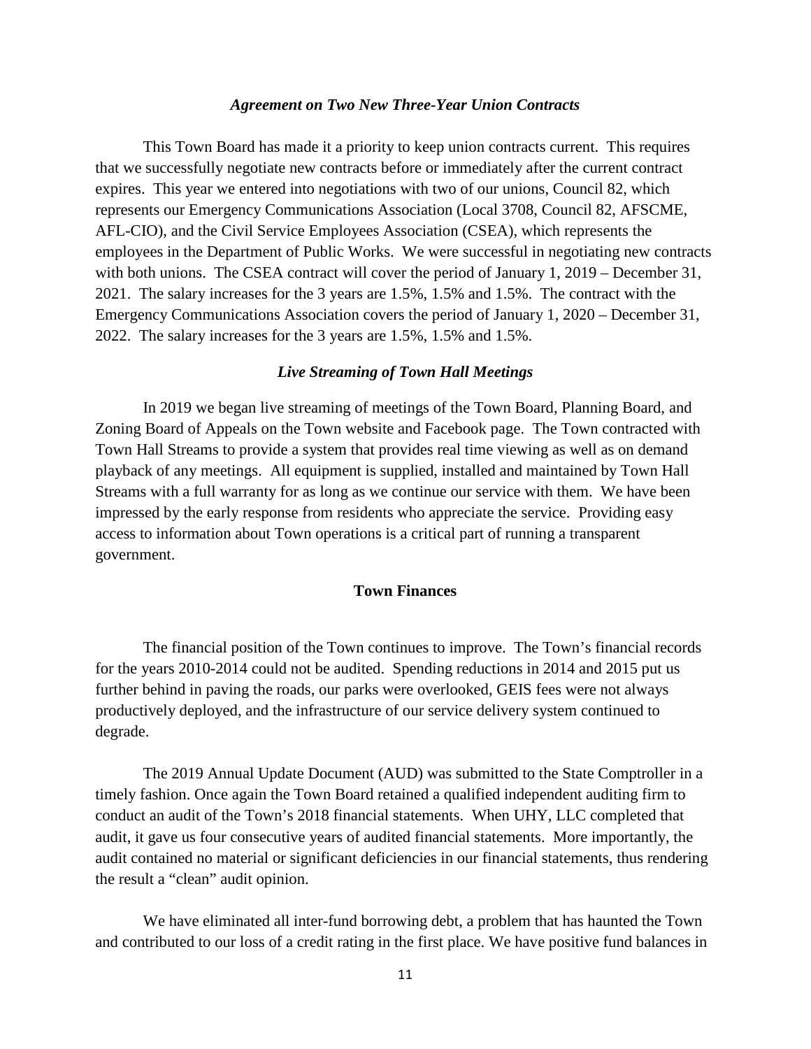### *Agreement on Two New Three-Year Union Contracts*

This Town Board has made it a priority to keep union contracts current. This requires that we successfully negotiate new contracts before or immediately after the current contract expires. This year we entered into negotiations with two of our unions, Council 82, which represents our Emergency Communications Association (Local 3708, Council 82, AFSCME, AFL-CIO), and the Civil Service Employees Association (CSEA), which represents the employees in the Department of Public Works. We were successful in negotiating new contracts with both unions. The CSEA contract will cover the period of January 1, 2019 – December 31, 2021. The salary increases for the 3 years are 1.5%, 1.5% and 1.5%. The contract with the Emergency Communications Association covers the period of January 1, 2020 – December 31, 2022. The salary increases for the 3 years are 1.5%, 1.5% and 1.5%.

### *Live Streaming of Town Hall Meetings*

In 2019 we began live streaming of meetings of the Town Board, Planning Board, and Zoning Board of Appeals on the Town website and Facebook page. The Town contracted with Town Hall Streams to provide a system that provides real time viewing as well as on demand playback of any meetings. All equipment is supplied, installed and maintained by Town Hall Streams with a full warranty for as long as we continue our service with them. We have been impressed by the early response from residents who appreciate the service. Providing easy access to information about Town operations is a critical part of running a transparent government.

## Town Finances

The financial position of the Town continues to improve. The Town's financial records for the years 2010-2014 could not be audited. Spending reductions in 2014 and 2015 put us further behind in paving the roads, our parks were overlooked, GEIS fees were not always productively deployed, and the infrastructure of our service delivery system continued to degrade.

The 2019 Annual Update Document (AUD) was submitted to the State Comptroller in a timely fashion. Once again the Town Board retained a qualified independent auditing firm to conduct an audit of the Town's 2018 financial statements. When UHY, LLC completed that audit, it gave us four consecutive years of audited financial statements. More importantly, the audit contained no material or significant deficiencies in our financial statements, thus rendering the result a "clean" audit opinion.

We have eliminated all inter-fund borrowing debt, a problem that has haunted the Town and contributed to our loss of a credit rating in the first place. We have positive fund balances in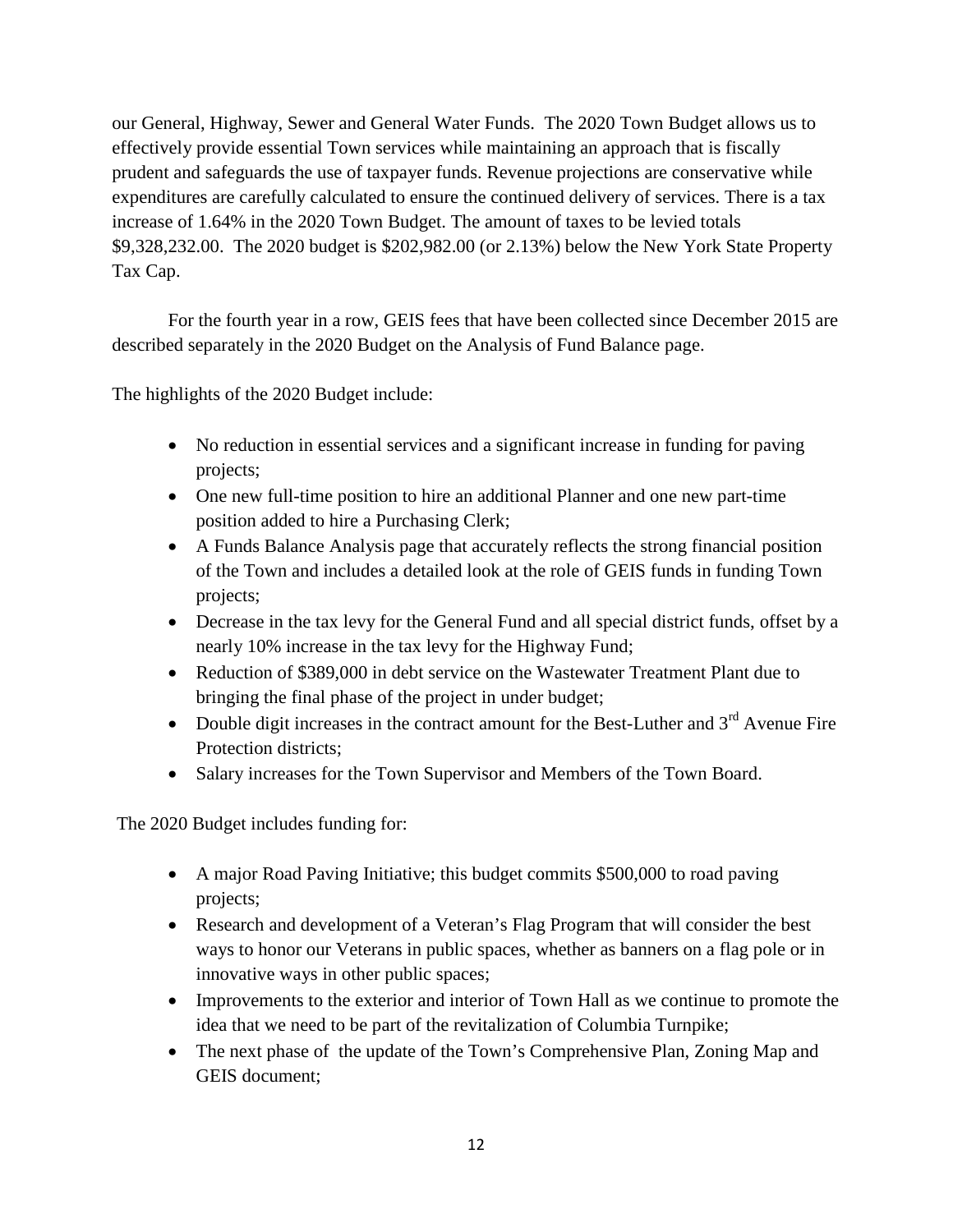our General, Highway, Sewer and General Water Funds. The 2020 Town Budget allows us to effectively provide essential Town services while maintaining an approach that is fiscally prudent and safeguards the use of taxpayer funds. Revenue projections are conservative while expenditures are carefully calculated to ensure the continued delivery of services. There is a tax increase of 1.64% in the 2020 Town Budget. The amount of taxes to be levied totals $9,328,232.00. The 2020 budget is $202,982.00 (or 2.13%) below the New York State Property Tax Cap.

For the fourth year in a row, GEIS fees that have been collected since December 2015 are described separately in the 2020 Budget on the Analysis of Fund Balance page.

The highlights of the 2020 Budget include:

- No reduction in essential services and a significant increase in funding for paving projects;
- One new full-time position to hire an additional Planner and one new part-time position added to hire a Purchasing Clerk;
- A Funds Balance Analysis page that accurately reflects the strong financial position of the Town and includes a detailed look at the role of GEIS funds in funding Town projects;
- Decrease in the tax levy for the General Fund and all special district funds, offset by a nearly 10% increase in the tax levy for the Highway Fund;
- Reduction of $389,000 in debt service on the Wastewater Treatment Plant due to bringing the final phase of the project in under budget;
- Double digit increases in the contract amount for the Best-Luther and 3rd Avenue Fire Protection districts;
- Salary increases for the Town Supervisor and Members of the Town Board.

The 2020 Budget includes funding for:

- A major Road Paving Initiative; this budget commits $500,000 to road paving projects;
- Research and development of a Veteran's Flag Program that will consider the best ways to honor our Veterans in public spaces, whether as banners on a flag pole or in innovative ways in other public spaces;
- Improvements to the exterior and interior of Town Hall as we continue to promote the idea that we need to be part of the revitalization of Columbia Turnpike;
- The next phase of the update of the Town's Comprehensive Plan, Zoning Map and GEIS document;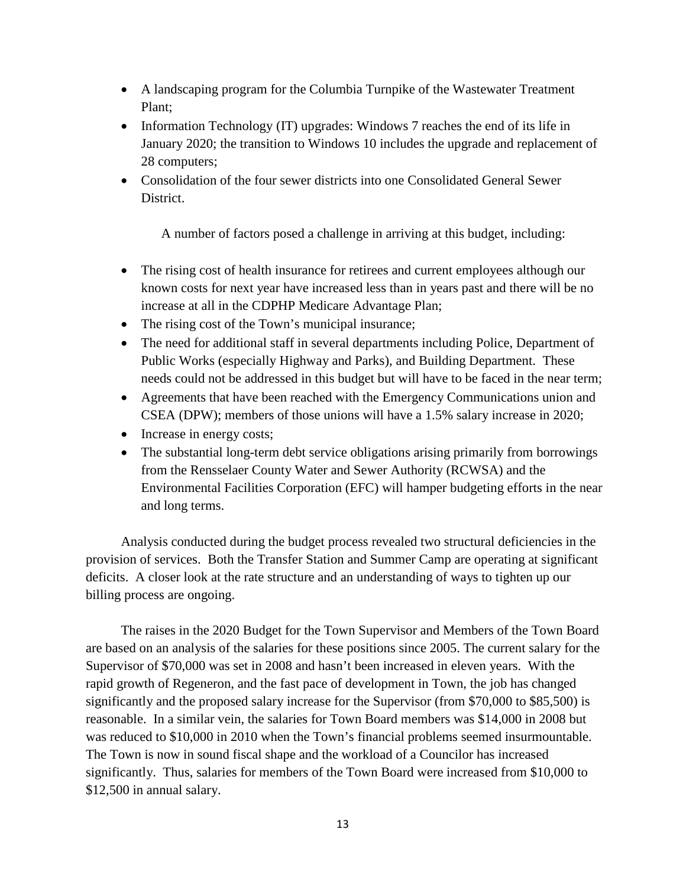- A landscaping program for the Columbia Turnpike of the Wastewater Treatment Plant;
- Information Technology (IT) upgrades: Windows 7 reaches the end of its life in January 2020; the transition to Windows 10 includes the upgrade and replacement of 28 computers;
- Consolidation of the four sewer districts into one Consolidated General Sewer District.

A number of factors posed a challenge in arriving at this budget, including:

- The rising cost of health insurance for retirees and current employees although our known costs for next year have increased less than in years past and there will be no increase at all in the CDPHP Medicare Advantage Plan;
- The rising cost of the Town's municipal insurance;
- The need for additional staff in several departments including Police, Department of Public Works (especially Highway and Parks), and Building Department. These needs could not be addressed in this budget but will have to be faced in the near term;
- Agreements that have been reached with the Emergency Communications union and CSEA (DPW); members of those unions will have a 1.5% salary increase in 2020;
- Increase in energy costs;
- The substantial long-term debt service obligations arising primarily from borrowings from the Rensselaer County Water and Sewer Authority (RCWSA) and the Environmental Facilities Corporation (EFC) will hamper budgeting efforts in the near and long terms.

Analysis conducted during the budget process revealed two structural deficiencies in the provision of services. Both the Transfer Station and Summer Camp are operating at significant deficits. A closer look at the rate structure and an understanding of ways to tighten up our billing process are ongoing.

The raises in the 2020 Budget for the Town Supervisor and Members of the Town Board are based on an analysis of the salaries for these positions since 2005. The current salary for the Supervisor of $70,000 was set in 2008 and hasn't been increased in eleven years. With the rapid growth of Regeneron, and the fast pace of development in Town, the job has changed significantly and the proposed salary increase for the Supervisor (from $70,000 to $85,500) is reasonable. In a similar vein, the salaries for Town Board members was $14,000 in 2008 but was reduced to $10,000 in 2010 when the Town's financial problems seemed insurmountable. The Town is now in sound fiscal shape and the workload of a Councilor has increased significantly. Thus, salaries for members of the Town Board were increased from $10,000 to $12,500 in annual salary.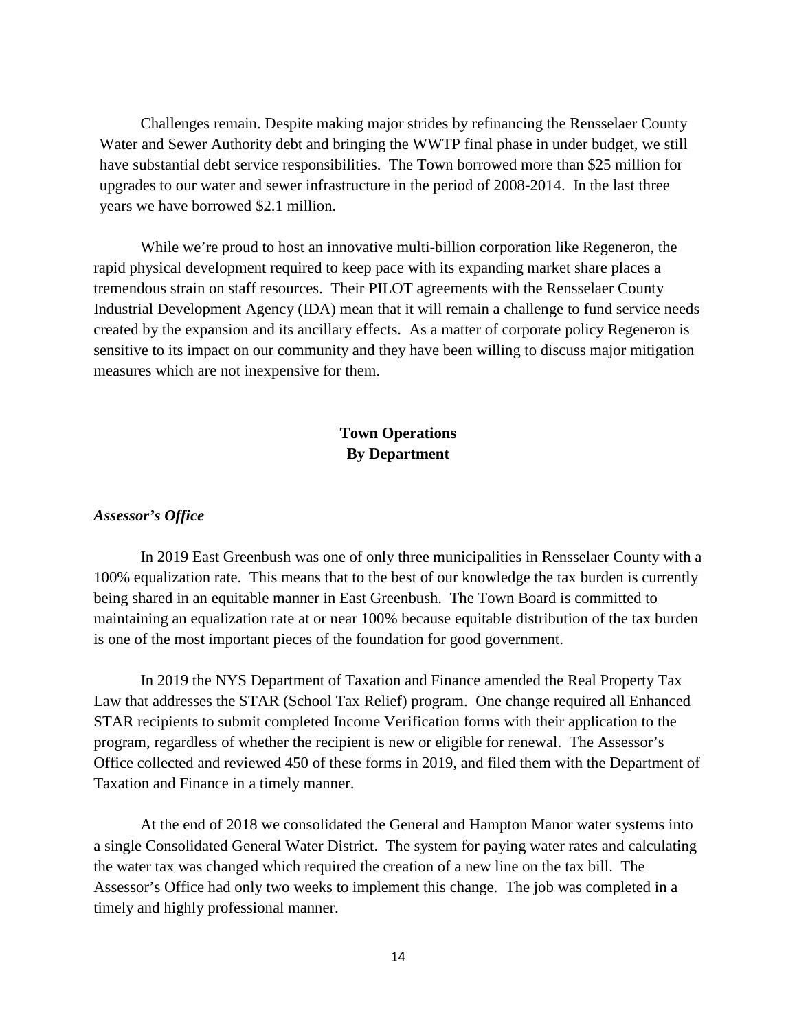Challenges remain. Despite making major strides by refinancing the Rensselaer County Water and Sewer Authority debt and bringing the WWTP final phase in under budget, we still have substantial debt service responsibilities. The Town borrowed more than $25 million for upgrades to our water and sewer infrastructure in the period of 2008-2014. In the last three years we have borrowed $2.1 million.

While we're proud to host an innovative multi-billion corporation like Regeneron, the rapid physical development required to keep pace with its expanding market share places a tremendous strain on staff resources. Their PILOT agreements with the Rensselaer County Industrial Development Agency (IDA) mean that it will remain a challenge to fund service needs created by the expansion and its ancillary effects. As a matter of corporate policy Regeneron is sensitive to its impact on our community and they have been willing to discuss major mitigation measures which are not inexpensive for them.

## Town Operations
## By Department

### *Assessor's Office*

In 2019 East Greenbush was one of only three municipalities in Rensselaer County with a 100% equalization rate. This means that to the best of our knowledge the tax burden is currently being shared in an equitable manner in East Greenbush. The Town Board is committed to maintaining an equalization rate at or near 100% because equitable distribution of the tax burden is one of the most important pieces of the foundation for good government.

In 2019 the NYS Department of Taxation and Finance amended the Real Property Tax Law that addresses the STAR (School Tax Relief) program. One change required all Enhanced STAR recipients to submit completed Income Verification forms with their application to the program, regardless of whether the recipient is new or eligible for renewal. The Assessor's Office collected and reviewed 450 of these forms in 2019, and filed them with the Department of Taxation and Finance in a timely manner.

At the end of 2018 we consolidated the General and Hampton Manor water systems into a single Consolidated General Water District. The system for paying water rates and calculating the water tax was changed which required the creation of a new line on the tax bill. The Assessor's Office had only two weeks to implement this change. The job was completed in a timely and highly professional manner.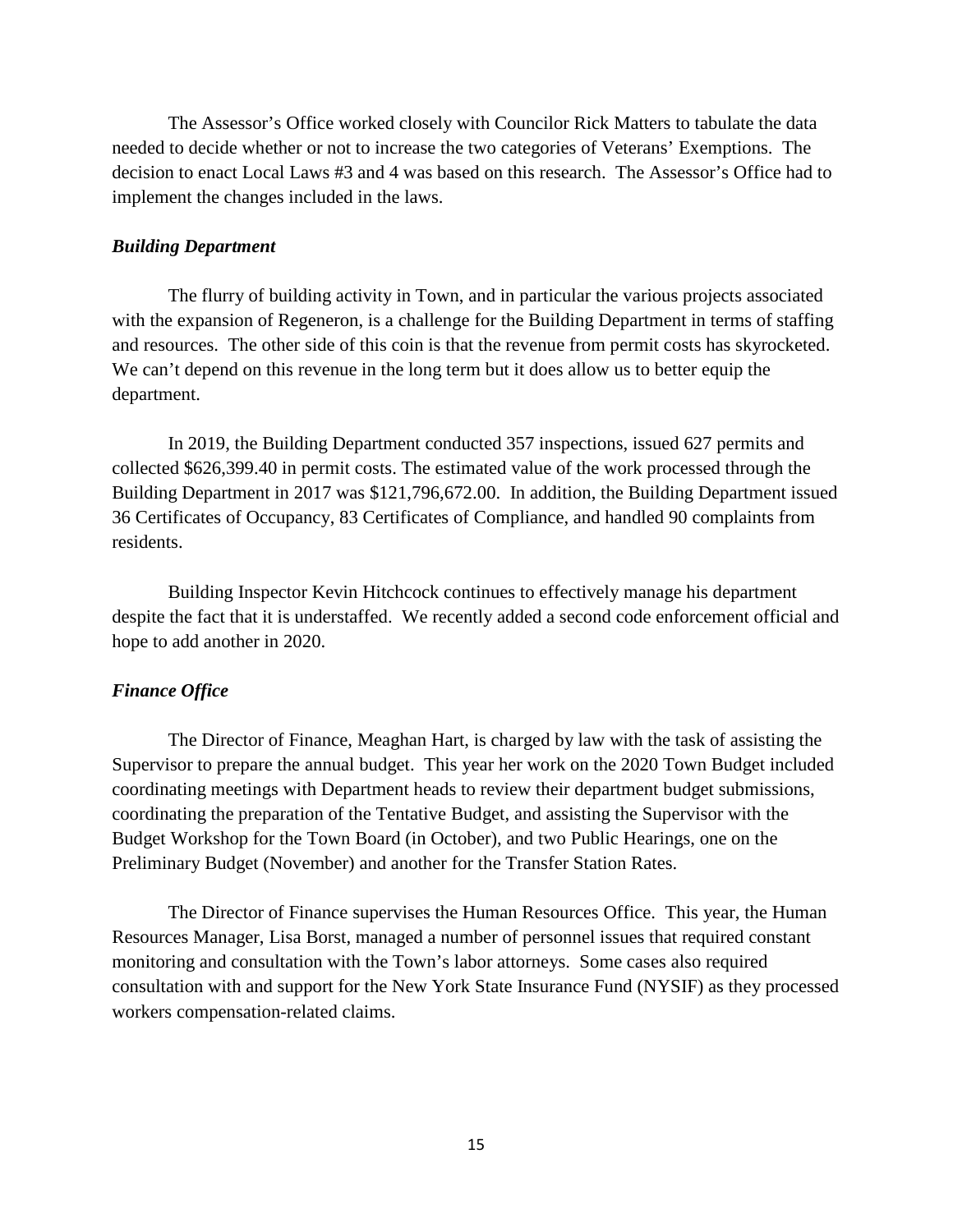The Assessor's Office worked closely with Councilor Rick Matters to tabulate the data needed to decide whether or not to increase the two categories of Veterans' Exemptions. The decision to enact Local Laws #3 and 4 was based on this research. The Assessor's Office had to implement the changes included in the laws.

***Building Department***

The flurry of building activity in Town, and in particular the various projects associated with the expansion of Regeneron, is a challenge for the Building Department in terms of staffing and resources. The other side of this coin is that the revenue from permit costs has skyrocketed. We can't depend on this revenue in the long term but it does allow us to better equip the department.

In 2019, the Building Department conducted 357 inspections, issued 627 permits and collected $626,399.40 in permit costs. The estimated value of the work processed through the Building Department in 2017 was $121,796,672.00. In addition, the Building Department issued 36 Certificates of Occupancy, 83 Certificates of Compliance, and handled 90 complaints from residents.

Building Inspector Kevin Hitchcock continues to effectively manage his department despite the fact that it is understaffed. We recently added a second code enforcement official and hope to add another in 2020.

***Finance Office***

The Director of Finance, Meaghan Hart, is charged by law with the task of assisting the Supervisor to prepare the annual budget. This year her work on the 2020 Town Budget included coordinating meetings with Department heads to review their department budget submissions, coordinating the preparation of the Tentative Budget, and assisting the Supervisor with the Budget Workshop for the Town Board (in October), and two Public Hearings, one on the Preliminary Budget (November) and another for the Transfer Station Rates.

The Director of Finance supervises the Human Resources Office. This year, the Human Resources Manager, Lisa Borst, managed a number of personnel issues that required constant monitoring and consultation with the Town's labor attorneys. Some cases also required consultation with and support for the New York State Insurance Fund (NYSIF) as they processed workers compensation-related claims.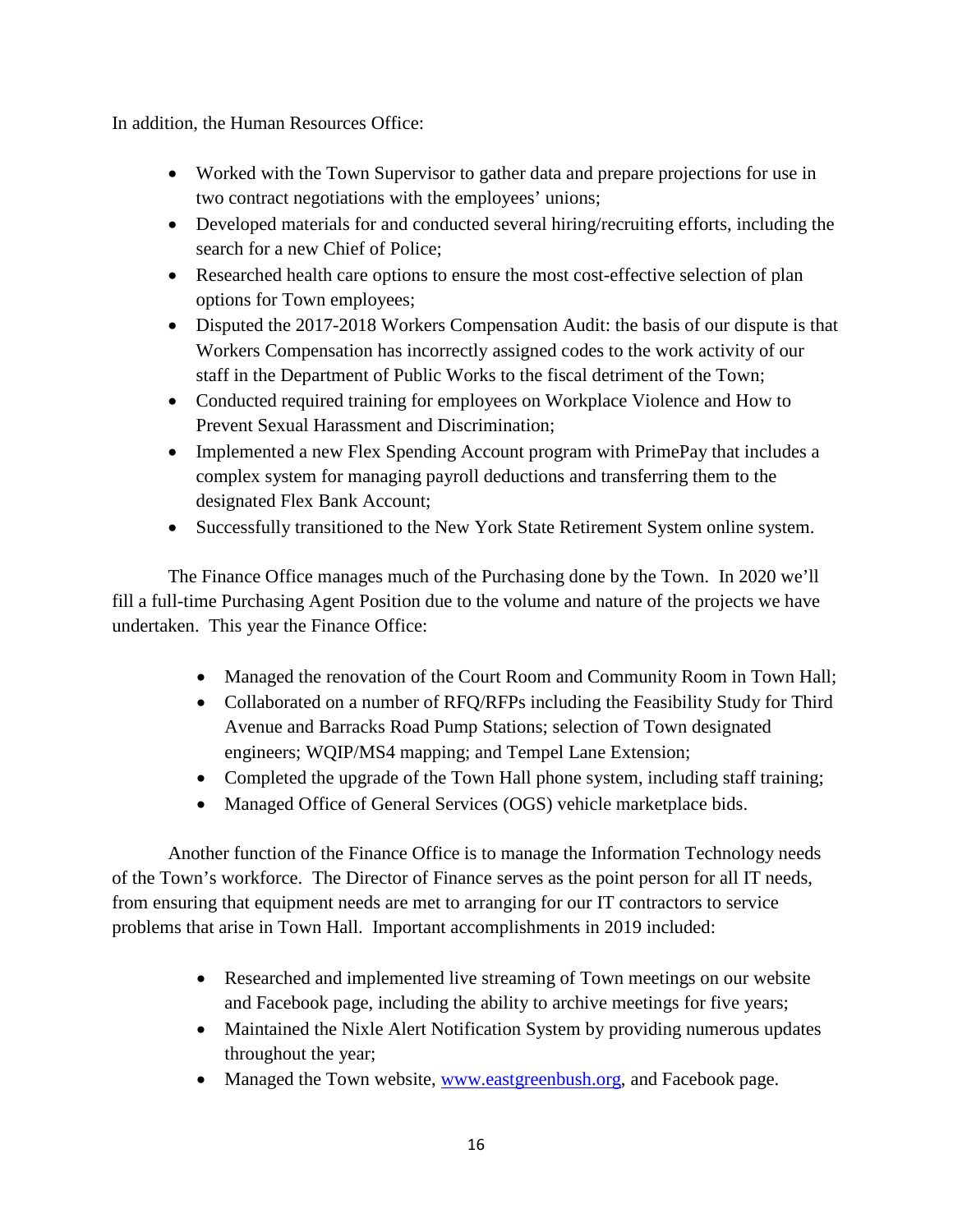In addition, the Human Resources Office:

- Worked with the Town Supervisor to gather data and prepare projections for use in two contract negotiations with the employees' unions;
- Developed materials for and conducted several hiring/recruiting efforts, including the search for a new Chief of Police;
- Researched health care options to ensure the most cost-effective selection of plan options for Town employees;
- Disputed the 2017-2018 Workers Compensation Audit: the basis of our dispute is that Workers Compensation has incorrectly assigned codes to the work activity of our staff in the Department of Public Works to the fiscal detriment of the Town;
- Conducted required training for employees on Workplace Violence and How to Prevent Sexual Harassment and Discrimination;
- Implemented a new Flex Spending Account program with PrimePay that includes a complex system for managing payroll deductions and transferring them to the designated Flex Bank Account;
- Successfully transitioned to the New York State Retirement System online system.

The Finance Office manages much of the Purchasing done by the Town. In 2020 we'll fill a full-time Purchasing Agent Position due to the volume and nature of the projects we have undertaken. This year the Finance Office:

- Managed the renovation of the Court Room and Community Room in Town Hall;
- Collaborated on a number of RFQ/RFPs including the Feasibility Study for Third Avenue and Barracks Road Pump Stations; selection of Town designated engineers; WQIP/MS4 mapping; and Tempel Lane Extension;
- Completed the upgrade of the Town Hall phone system, including staff training;
- Managed Office of General Services (OGS) vehicle marketplace bids.

Another function of the Finance Office is to manage the Information Technology needs of the Town's workforce. The Director of Finance serves as the point person for all IT needs, from ensuring that equipment needs are met to arranging for our IT contractors to service problems that arise in Town Hall. Important accomplishments in 2019 included:

- Researched and implemented live streaming of Town meetings on our website and Facebook page, including the ability to archive meetings for five years;
- Maintained the Nixle Alert Notification System by providing numerous updates throughout the year;
- Managed the Town website, [www.eastgreenbush.org](http://www.eastgreenbush.org), and Facebook page.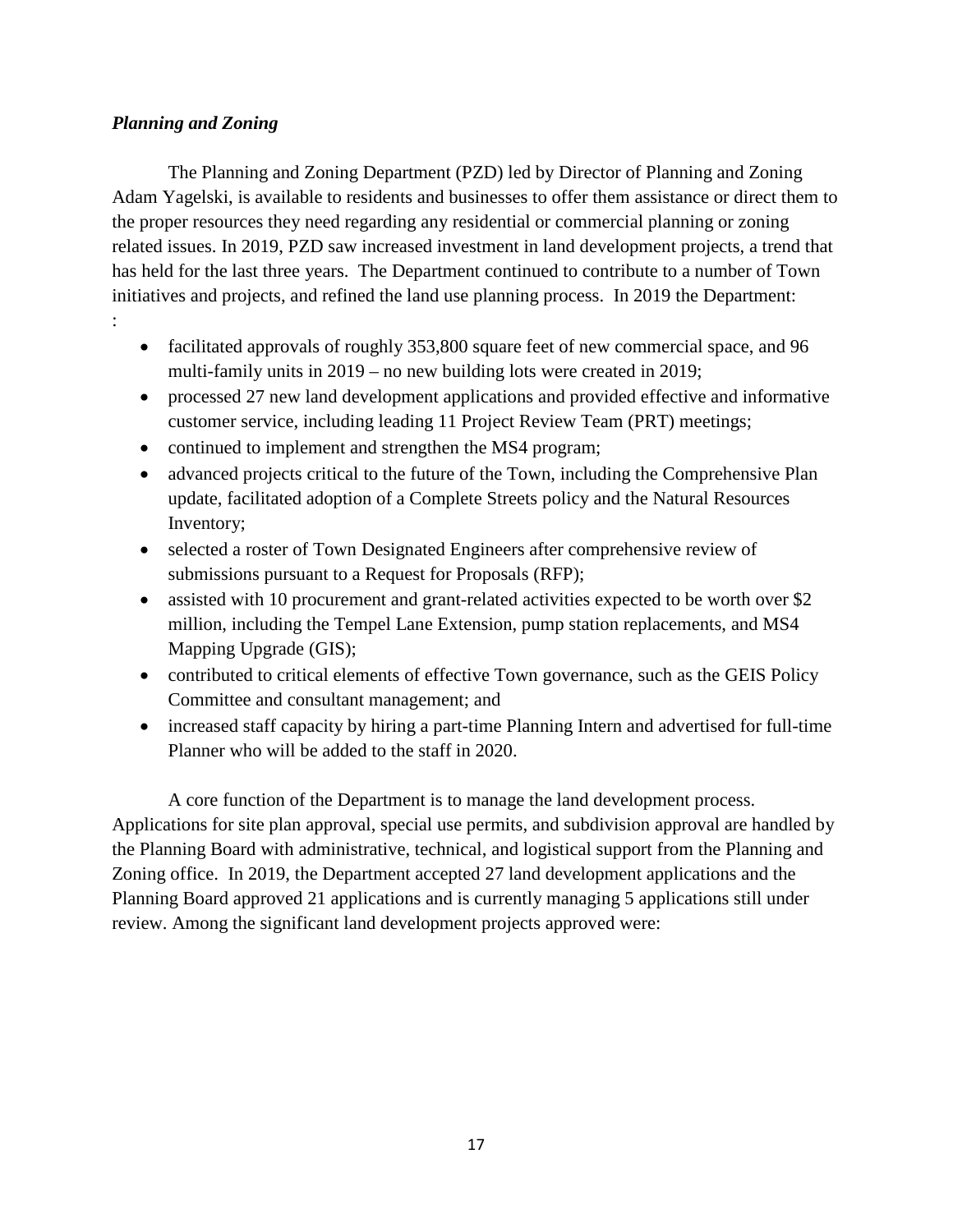***Planning and Zoning***

The Planning and Zoning Department (PZD) led by Director of Planning and Zoning Adam Yagelski, is available to residents and businesses to offer them assistance or direct them to the proper resources they need regarding any residential or commercial planning or zoning related issues. In 2019, PZD saw increased investment in land development projects, a trend that has held for the last three years. The Department continued to contribute to a number of Town initiatives and projects, and refined the land use planning process. In 2019 the Department:
:

- facilitated approvals of roughly 353,800 square feet of new commercial space, and 96 multi-family units in 2019 – no new building lots were created in 2019;
- processed 27 new land development applications and provided effective and informative customer service, including leading 11 Project Review Team (PRT) meetings;
- continued to implement and strengthen the MS4 program;
- advanced projects critical to the future of the Town, including the Comprehensive Plan update, facilitated adoption of a Complete Streets policy and the Natural Resources Inventory;
- selected a roster of Town Designated Engineers after comprehensive review of submissions pursuant to a Request for Proposals (RFP);
- assisted with 10 procurement and grant-related activities expected to be worth over $2 million, including the Tempel Lane Extension, pump station replacements, and MS4 Mapping Upgrade (GIS);
- contributed to critical elements of effective Town governance, such as the GEIS Policy Committee and consultant management; and
- increased staff capacity by hiring a part-time Planning Intern and advertised for full-time Planner who will be added to the staff in 2020.

A core function of the Department is to manage the land development process. Applications for site plan approval, special use permits, and subdivision approval are handled by the Planning Board with administrative, technical, and logistical support from the Planning and Zoning office. In 2019, the Department accepted 27 land development applications and the Planning Board approved 21 applications and is currently managing 5 applications still under review. Among the significant land development projects approved were: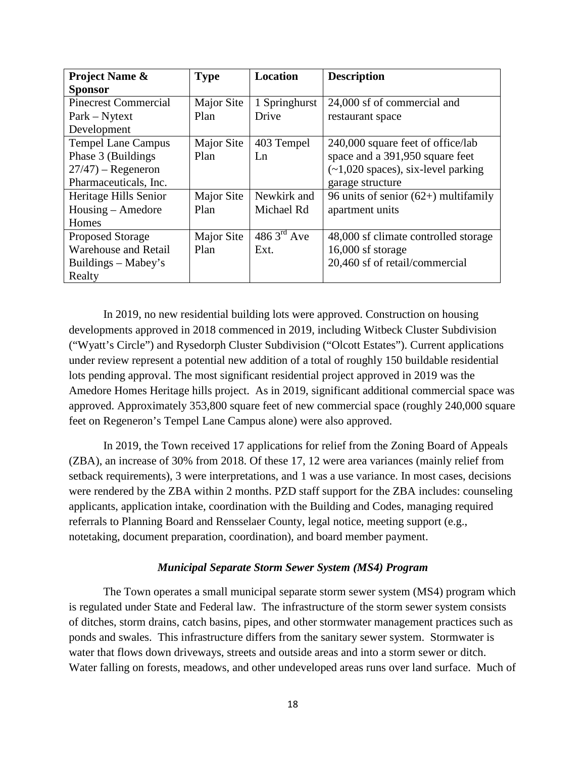| Project Name & Sponsor | Type | Location | Description |
| --- | --- | --- | --- |
| Pinecrest Commercial Park – Nytext Development | Major Site Plan | 1 Springhurst Drive | 24,000 sf of commercial and restaurant space |
| Tempel Lane Campus Phase 3 (Buildings 27/47) – Regeneron Pharmaceuticals, Inc. | Major Site Plan | 403 Tempel Ln | 240,000 square feet of office/lab space and a 391,950 square feet (~1,020 spaces), six-level parking garage structure |
| Heritage Hills Senior Housing – Amedore Homes | Major Site Plan | Newkirk and Michael Rd | 96 units of senior (62+) multifamily apartment units |
| Proposed Storage Warehouse and Retail Buildings – Mabey's Realty | Major Site Plan | 486 3rd Ave Ext. | 48,000 sf climate controlled storage<br>16,000 sf storage<br>20,460 sf of retail/commercial |

In 2019, no new residential building lots were approved. Construction on housing developments approved in 2018 commenced in 2019, including Witbeck Cluster Subdivision ("Wyatt's Circle") and Rysedorph Cluster Subdivision ("Olcott Estates"). Current applications under review represent a potential new addition of a total of roughly 150 buildable residential lots pending approval. The most significant residential project approved in 2019 was the Amedore Homes Heritage hills project. As in 2019, significant additional commercial space was approved. Approximately 353,800 square feet of new commercial space (roughly 240,000 square feet on Regeneron's Tempel Lane Campus alone) were also approved.

In 2019, the Town received 17 applications for relief from the Zoning Board of Appeals (ZBA), an increase of 30% from 2018. Of these 17, 12 were area variances (mainly relief from setback requirements), 3 were interpretations, and 1 was a use variance. In most cases, decisions were rendered by the ZBA within 2 months. PZD staff support for the ZBA includes: counseling applicants, application intake, coordination with the Building and Codes, managing required referrals to Planning Board and Rensselaer County, legal notice, meeting support (e.g., notetaking, document preparation, coordination), and board member payment.

### *Municipal Separate Storm Sewer System (MS4) Program*

The Town operates a small municipal separate storm sewer system (MS4) program which is regulated under State and Federal law. The infrastructure of the storm sewer system consists of ditches, storm drains, catch basins, pipes, and other stormwater management practices such as ponds and swales. This infrastructure differs from the sanitary sewer system. Stormwater is water that flows down driveways, streets and outside areas and into a storm sewer or ditch. Water falling on forests, meadows, and other undeveloped areas runs over land surface. Much of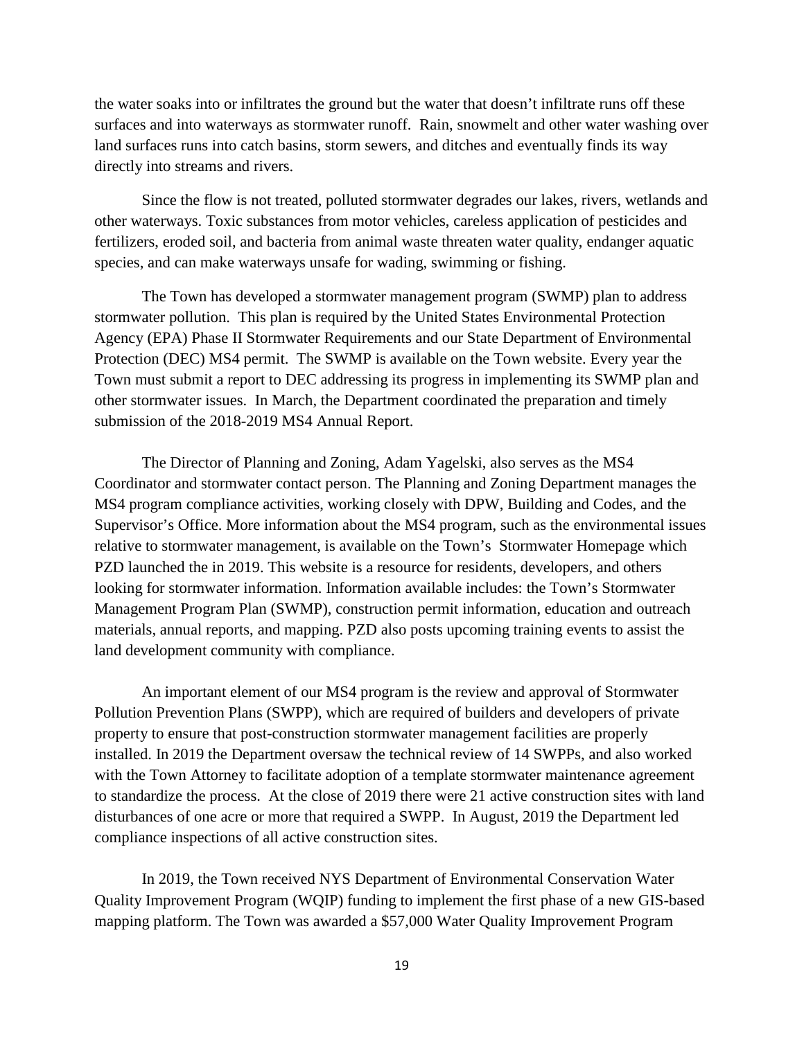the water soaks into or infiltrates the ground but the water that doesn't infiltrate runs off these surfaces and into waterways as stormwater runoff. Rain, snowmelt and other water washing over land surfaces runs into catch basins, storm sewers, and ditches and eventually finds its way directly into streams and rivers.

Since the flow is not treated, polluted stormwater degrades our lakes, rivers, wetlands and other waterways. Toxic substances from motor vehicles, careless application of pesticides and fertilizers, eroded soil, and bacteria from animal waste threaten water quality, endanger aquatic species, and can make waterways unsafe for wading, swimming or fishing.

The Town has developed a stormwater management program (SWMP) plan to address stormwater pollution. This plan is required by the United States Environmental Protection Agency (EPA) Phase II Stormwater Requirements and our State Department of Environmental Protection (DEC) MS4 permit. The SWMP is available on the Town website. Every year the Town must submit a report to DEC addressing its progress in implementing its SWMP plan and other stormwater issues. In March, the Department coordinated the preparation and timely submission of the 2018-2019 MS4 Annual Report.

The Director of Planning and Zoning, Adam Yagelski, also serves as the MS4 Coordinator and stormwater contact person. The Planning and Zoning Department manages the MS4 program compliance activities, working closely with DPW, Building and Codes, and the Supervisor's Office. More information about the MS4 program, such as the environmental issues relative to stormwater management, is available on the Town's Stormwater Homepage which PZD launched the in 2019. This website is a resource for residents, developers, and others looking for stormwater information. Information available includes: the Town's Stormwater Management Program Plan (SWMP), construction permit information, education and outreach materials, annual reports, and mapping. PZD also posts upcoming training events to assist the land development community with compliance.

An important element of our MS4 program is the review and approval of Stormwater Pollution Prevention Plans (SWPP), which are required of builders and developers of private property to ensure that post-construction stormwater management facilities are properly installed. In 2019 the Department oversaw the technical review of 14 SWPPs, and also worked with the Town Attorney to facilitate adoption of a template stormwater maintenance agreement to standardize the process. At the close of 2019 there were 21 active construction sites with land disturbances of one acre or more that required a SWPP. In August, 2019 the Department led compliance inspections of all active construction sites.

In 2019, the Town received NYS Department of Environmental Conservation Water Quality Improvement Program (WQIP) funding to implement the first phase of a new GIS-based mapping platform. The Town was awarded a $57,000 Water Quality Improvement Program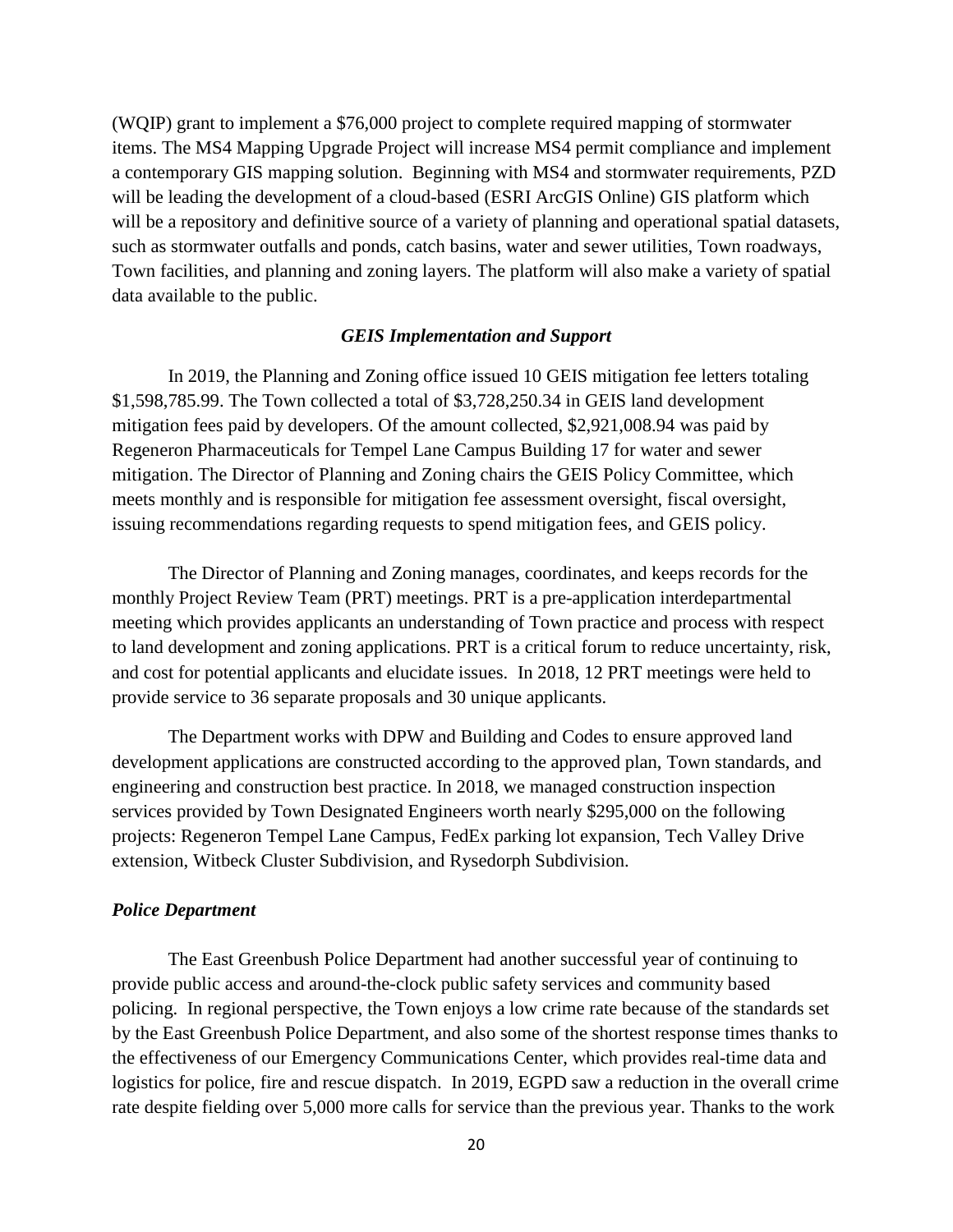(WQIP) grant to implement a $76,000 project to complete required mapping of stormwater items. The MS4 Mapping Upgrade Project will increase MS4 permit compliance and implement a contemporary GIS mapping solution. Beginning with MS4 and stormwater requirements, PZD will be leading the development of a cloud-based (ESRI ArcGIS Online) GIS platform which will be a repository and definitive source of a variety of planning and operational spatial datasets, such as stormwater outfalls and ponds, catch basins, water and sewer utilities, Town roadways, Town facilities, and planning and zoning layers. The platform will also make a variety of spatial data available to the public.

***GEIS Implementation and Support***

In 2019, the Planning and Zoning office issued 10 GEIS mitigation fee letters totaling $1,598,785.99. The Town collected a total of $3,728,250.34 in GEIS land development mitigation fees paid by developers. Of the amount collected, $2,921,008.94 was paid by Regeneron Pharmaceuticals for Tempel Lane Campus Building 17 for water and sewer mitigation. The Director of Planning and Zoning chairs the GEIS Policy Committee, which meets monthly and is responsible for mitigation fee assessment oversight, fiscal oversight, issuing recommendations regarding requests to spend mitigation fees, and GEIS policy.

The Director of Planning and Zoning manages, coordinates, and keeps records for the monthly Project Review Team (PRT) meetings. PRT is a pre-application interdepartmental meeting which provides applicants an understanding of Town practice and process with respect to land development and zoning applications. PRT is a critical forum to reduce uncertainty, risk, and cost for potential applicants and elucidate issues. In 2018, 12 PRT meetings were held to provide service to 36 separate proposals and 30 unique applicants.

The Department works with DPW and Building and Codes to ensure approved land development applications are constructed according to the approved plan, Town standards, and engineering and construction best practice. In 2018, we managed construction inspection services provided by Town Designated Engineers worth nearly $295,000 on the following projects: Regeneron Tempel Lane Campus, FedEx parking lot expansion, Tech Valley Drive extension, Witbeck Cluster Subdivision, and Rysedorph Subdivision.

***Police Department***

The East Greenbush Police Department had another successful year of continuing to provide public access and around-the-clock public safety services and community based policing. In regional perspective, the Town enjoys a low crime rate because of the standards set by the East Greenbush Police Department, and also some of the shortest response times thanks to the effectiveness of our Emergency Communications Center, which provides real-time data and logistics for police, fire and rescue dispatch. In 2019, EGPD saw a reduction in the overall crime rate despite fielding over 5,000 more calls for service than the previous year. Thanks to the work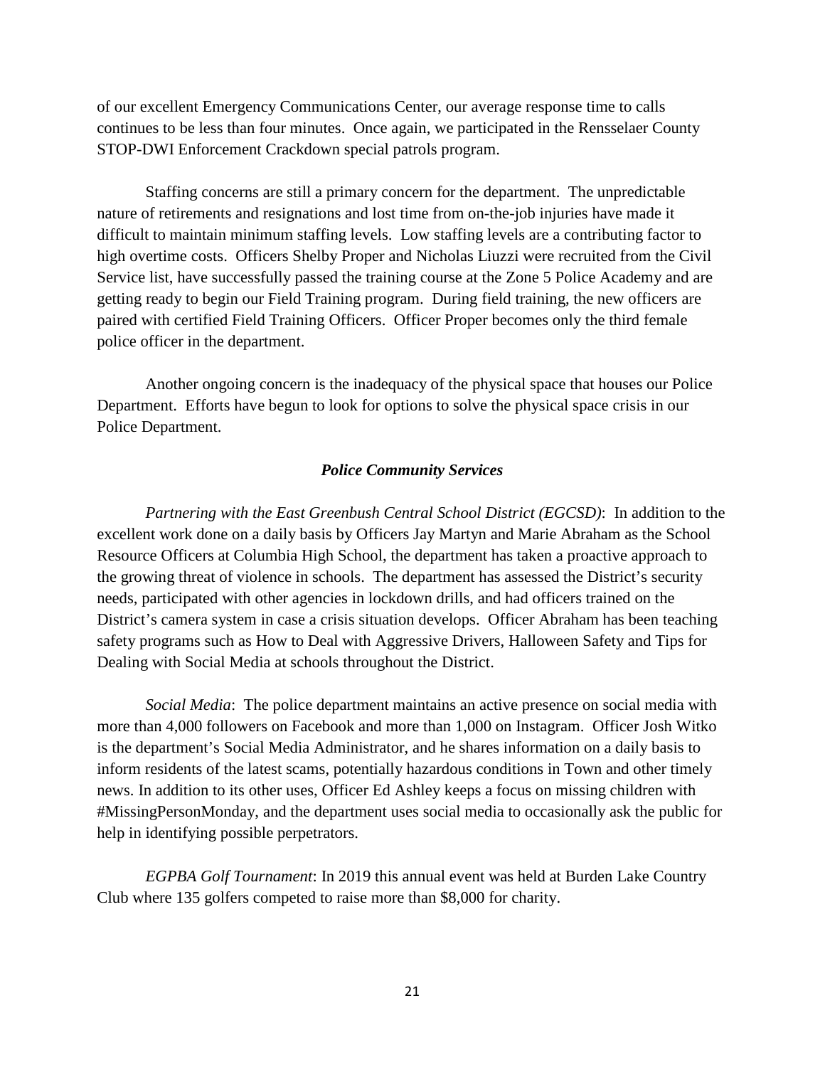of our excellent Emergency Communications Center, our average response time to calls continues to be less than four minutes. Once again, we participated in the Rensselaer County STOP-DWI Enforcement Crackdown special patrols program.

Staffing concerns are still a primary concern for the department. The unpredictable nature of retirements and resignations and lost time from on-the-job injuries have made it difficult to maintain minimum staffing levels. Low staffing levels are a contributing factor to high overtime costs. Officers Shelby Proper and Nicholas Liuzzi were recruited from the Civil Service list, have successfully passed the training course at the Zone 5 Police Academy and are getting ready to begin our Field Training program. During field training, the new officers are paired with certified Field Training Officers. Officer Proper becomes only the third female police officer in the department.

Another ongoing concern is the inadequacy of the physical space that houses our Police Department. Efforts have begun to look for options to solve the physical space crisis in our Police Department.

### *Police Community Services*

*Partnering with the East Greenbush Central School District (EGCSD)*: In addition to the excellent work done on a daily basis by Officers Jay Martyn and Marie Abraham as the School Resource Officers at Columbia High School, the department has taken a proactive approach to the growing threat of violence in schools. The department has assessed the District's security needs, participated with other agencies in lockdown drills, and had officers trained on the District's camera system in case a crisis situation develops. Officer Abraham has been teaching safety programs such as How to Deal with Aggressive Drivers, Halloween Safety and Tips for Dealing with Social Media at schools throughout the District.

*Social Media*: The police department maintains an active presence on social media with more than 4,000 followers on Facebook and more than 1,000 on Instagram. Officer Josh Witko is the department's Social Media Administrator, and he shares information on a daily basis to inform residents of the latest scams, potentially hazardous conditions in Town and other timely news. In addition to its other uses, Officer Ed Ashley keeps a focus on missing children with #MissingPersonMonday, and the department uses social media to occasionally ask the public for help in identifying possible perpetrators.

*EGPBA Golf Tournament*: In 2019 this annual event was held at Burden Lake Country Club where 135 golfers competed to raise more than $8,000 for charity.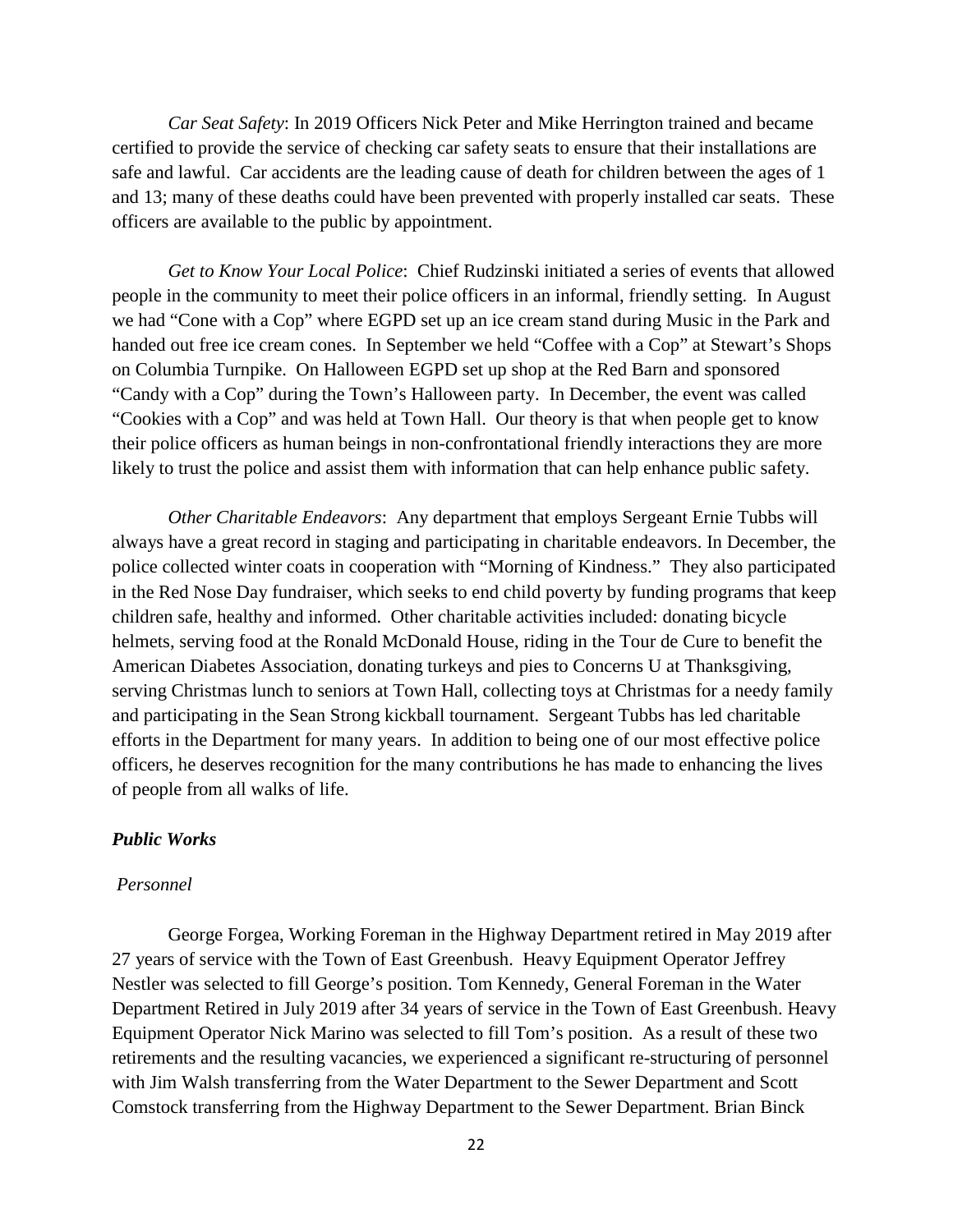*Car Seat Safety*: In 2019 Officers Nick Peter and Mike Herrington trained and became certified to provide the service of checking car safety seats to ensure that their installations are safe and lawful. Car accidents are the leading cause of death for children between the ages of 1 and 13; many of these deaths could have been prevented with properly installed car seats. These officers are available to the public by appointment.

*Get to Know Your Local Police*: Chief Rudzinski initiated a series of events that allowed people in the community to meet their police officers in an informal, friendly setting. In August we had "Cone with a Cop" where EGPD set up an ice cream stand during Music in the Park and handed out free ice cream cones. In September we held "Coffee with a Cop" at Stewart's Shops on Columbia Turnpike. On Halloween EGPD set up shop at the Red Barn and sponsored "Candy with a Cop" during the Town's Halloween party. In December, the event was called "Cookies with a Cop" and was held at Town Hall. Our theory is that when people get to know their police officers as human beings in non-confrontational friendly interactions they are more likely to trust the police and assist them with information that can help enhance public safety.

*Other Charitable Endeavors*: Any department that employs Sergeant Ernie Tubbs will always have a great record in staging and participating in charitable endeavors. In December, the police collected winter coats in cooperation with "Morning of Kindness." They also participated in the Red Nose Day fundraiser, which seeks to end child poverty by funding programs that keep children safe, healthy and informed. Other charitable activities included: donating bicycle helmets, serving food at the Ronald McDonald House, riding in the Tour de Cure to benefit the American Diabetes Association, donating turkeys and pies to Concerns U at Thanksgiving, serving Christmas lunch to seniors at Town Hall, collecting toys at Christmas for a needy family and participating in the Sean Strong kickball tournament. Sergeant Tubbs has led charitable efforts in the Department for many years. In addition to being one of our most effective police officers, he deserves recognition for the many contributions he has made to enhancing the lives of people from all walks of life.

### *Public Works*

*Personnel*

George Forgea, Working Foreman in the Highway Department retired in May 2019 after 27 years of service with the Town of East Greenbush. Heavy Equipment Operator Jeffrey Nestler was selected to fill George's position. Tom Kennedy, General Foreman in the Water Department Retired in July 2019 after 34 years of service in the Town of East Greenbush. Heavy Equipment Operator Nick Marino was selected to fill Tom's position. As a result of these two retirements and the resulting vacancies, we experienced a significant re-structuring of personnel with Jim Walsh transferring from the Water Department to the Sewer Department and Scott Comstock transferring from the Highway Department to the Sewer Department. Brian Binck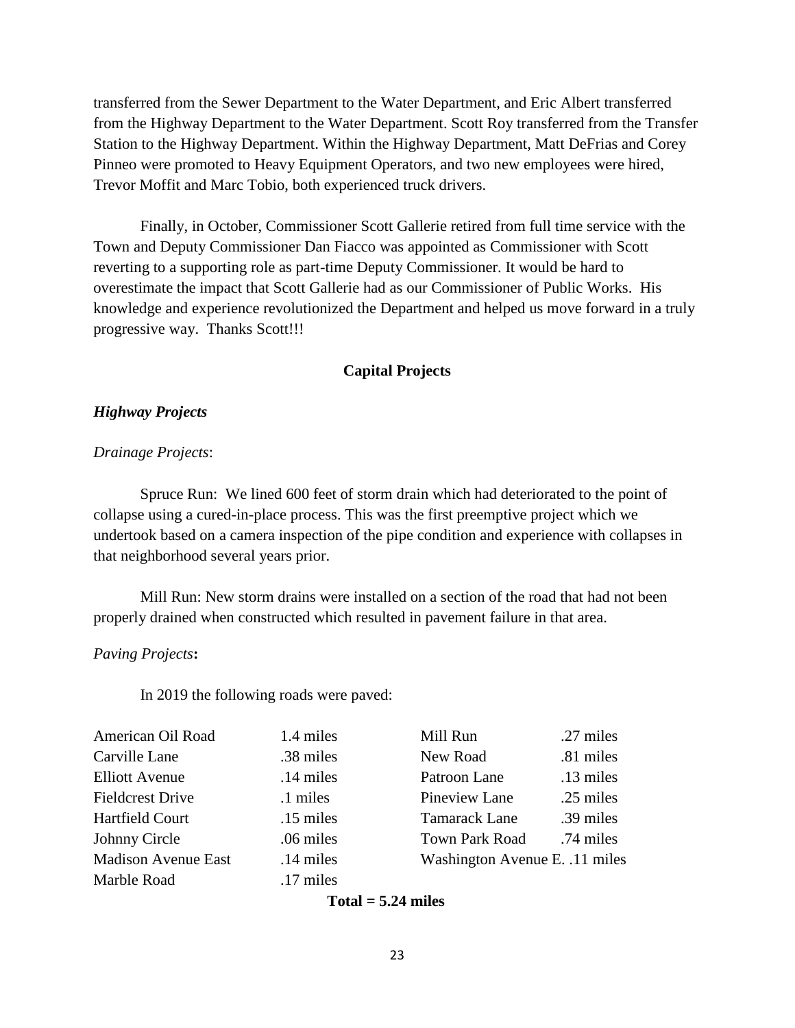transferred from the Sewer Department to the Water Department, and Eric Albert transferred from the Highway Department to the Water Department. Scott Roy transferred from the Transfer Station to the Highway Department. Within the Highway Department, Matt DeFrias and Corey Pinneo were promoted to Heavy Equipment Operators, and two new employees were hired, Trevor Moffit and Marc Tobio, both experienced truck drivers.

Finally, in October, Commissioner Scott Gallerie retired from full time service with the Town and Deputy Commissioner Dan Fiacco was appointed as Commissioner with Scott reverting to a supporting role as part-time Deputy Commissioner. It would be hard to overestimate the impact that Scott Gallerie had as our Commissioner of Public Works. His knowledge and experience revolutionized the Department and helped us move forward in a truly progressive way. Thanks Scott!!!

## Capital Projects

### *Highway Projects*

*Drainage Projects*:

Spruce Run: We lined 600 feet of storm drain which had deteriorated to the point of collapse using a cured-in-place process. This was the first preemptive project which we undertook based on a camera inspection of the pipe condition and experience with collapses in that neighborhood several years prior.

Mill Run: New storm drains were installed on a section of the road that had not been properly drained when constructed which resulted in pavement failure in that area.

*Paving Projects***:**

In 2019 the following roads were paved:

| Road | Length | Road | Length |
|---|---|---|---|
| American Oil Road | 1.4 miles | Mill Run | .27 miles |
| Carville Lane | .38 miles | New Road | .81 miles |
| Elliott Avenue | .14 miles | Patroon Lane | .13 miles |
| Fieldcrest Drive | .1 miles | Pineview Lane | .25 miles |
| Hartfield Court | .15 miles | Tamarack Lane | .39 miles |
| Johnny Circle | .06 miles | Town Park Road | .74 miles |
| Madison Avenue East | .14 miles | Washington Avenue E. | .11 miles |
| Marble Road | .17 miles | | |

**Total = 5.24 miles**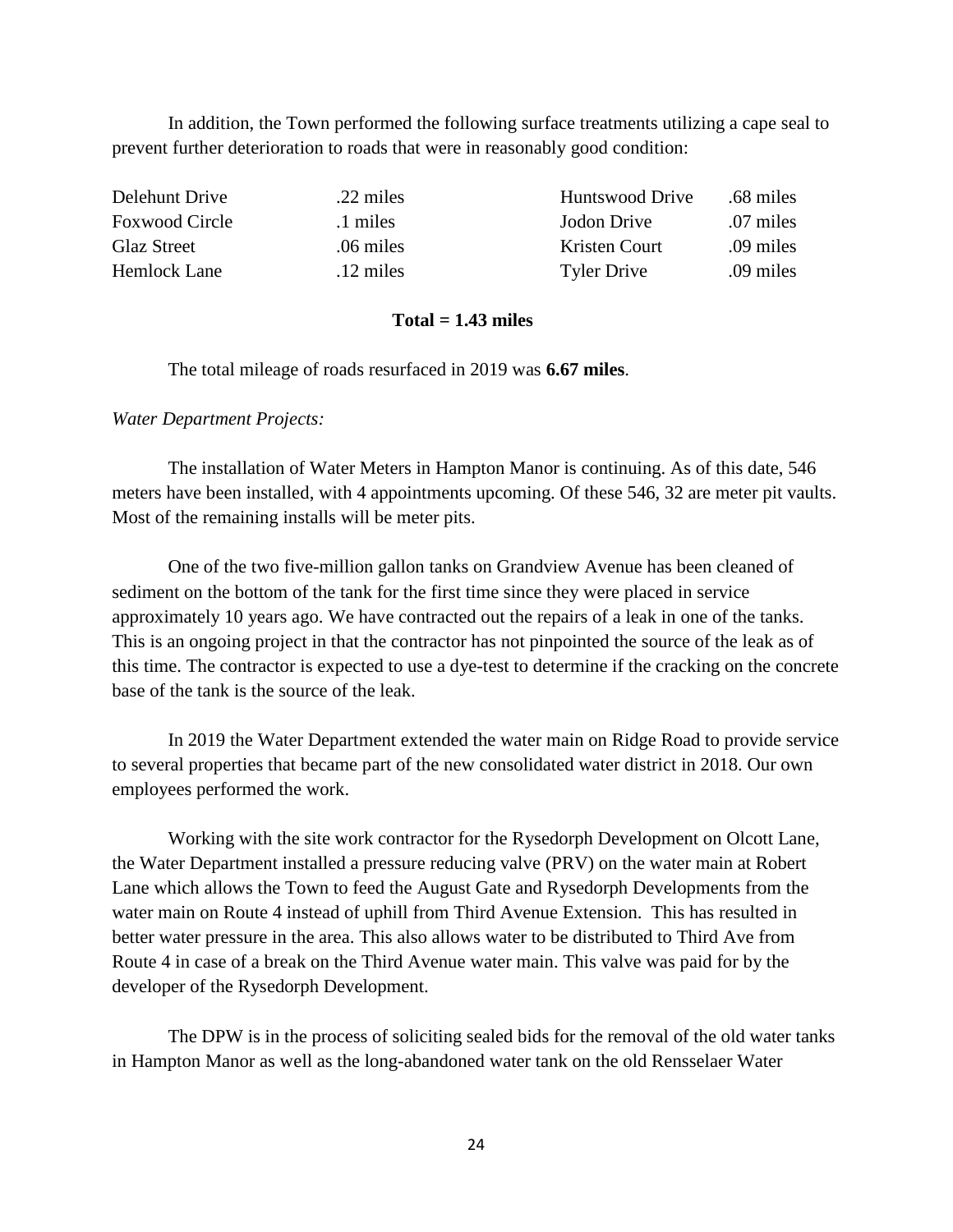In addition, the Town performed the following surface treatments utilizing a cape seal to prevent further deterioration to roads that were in reasonably good condition:

| | | | |
|---|---|---|---|
| Delehunt Drive | .22 miles | Huntswood Drive | .68 miles |
| Foxwood Circle | .1 miles | Jodon Drive | .07 miles |
| Glaz Street | .06 miles | Kristen Court | .09 miles |
| Hemlock Lane | .12 miles | Tyler Drive | .09 miles |

**Total = 1.43 miles**

The total mileage of roads resurfaced in 2019 was **6.67 miles**.

*Water Department Projects:*

The installation of Water Meters in Hampton Manor is continuing. As of this date, 546 meters have been installed, with 4 appointments upcoming. Of these 546, 32 are meter pit vaults. Most of the remaining installs will be meter pits.

One of the two five-million gallon tanks on Grandview Avenue has been cleaned of sediment on the bottom of the tank for the first time since they were placed in service approximately 10 years ago. We have contracted out the repairs of a leak in one of the tanks. This is an ongoing project in that the contractor has not pinpointed the source of the leak as of this time. The contractor is expected to use a dye-test to determine if the cracking on the concrete base of the tank is the source of the leak.

In 2019 the Water Department extended the water main on Ridge Road to provide service to several properties that became part of the new consolidated water district in 2018. Our own employees performed the work.

Working with the site work contractor for the Rysedorph Development on Olcott Lane, the Water Department installed a pressure reducing valve (PRV) on the water main at Robert Lane which allows the Town to feed the August Gate and Rysedorph Developments from the water main on Route 4 instead of uphill from Third Avenue Extension. This has resulted in better water pressure in the area. This also allows water to be distributed to Third Ave from Route 4 in case of a break on the Third Avenue water main. This valve was paid for by the developer of the Rysedorph Development.

The DPW is in the process of soliciting sealed bids for the removal of the old water tanks in Hampton Manor as well as the long-abandoned water tank on the old Rensselaer Water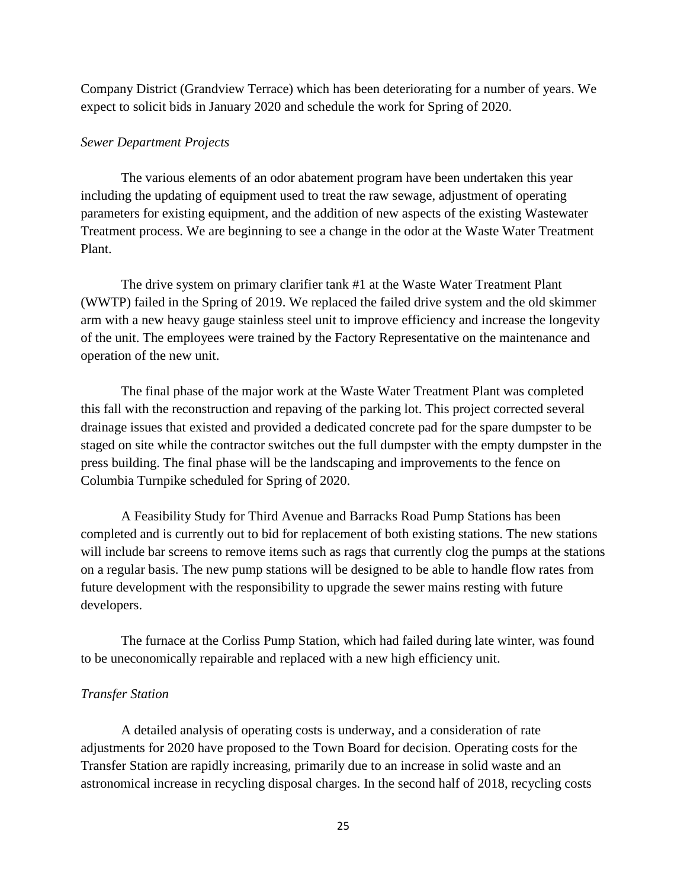Company District (Grandview Terrace) which has been deteriorating for a number of years. We expect to solicit bids in January 2020 and schedule the work for Spring of 2020.

*Sewer Department Projects*

The various elements of an odor abatement program have been undertaken this year including the updating of equipment used to treat the raw sewage, adjustment of operating parameters for existing equipment, and the addition of new aspects of the existing Wastewater Treatment process. We are beginning to see a change in the odor at the Waste Water Treatment Plant.

The drive system on primary clarifier tank #1 at the Waste Water Treatment Plant (WWTP) failed in the Spring of 2019. We replaced the failed drive system and the old skimmer arm with a new heavy gauge stainless steel unit to improve efficiency and increase the longevity of the unit. The employees were trained by the Factory Representative on the maintenance and operation of the new unit.

The final phase of the major work at the Waste Water Treatment Plant was completed this fall with the reconstruction and repaving of the parking lot. This project corrected several drainage issues that existed and provided a dedicated concrete pad for the spare dumpster to be staged on site while the contractor switches out the full dumpster with the empty dumpster in the press building. The final phase will be the landscaping and improvements to the fence on Columbia Turnpike scheduled for Spring of 2020.

A Feasibility Study for Third Avenue and Barracks Road Pump Stations has been completed and is currently out to bid for replacement of both existing stations. The new stations will include bar screens to remove items such as rags that currently clog the pumps at the stations on a regular basis. The new pump stations will be designed to be able to handle flow rates from future development with the responsibility to upgrade the sewer mains resting with future developers.

The furnace at the Corliss Pump Station, which had failed during late winter, was found to be uneconomically repairable and replaced with a new high efficiency unit.

*Transfer Station*

A detailed analysis of operating costs is underway, and a consideration of rate adjustments for 2020 have proposed to the Town Board for decision. Operating costs for the Transfer Station are rapidly increasing, primarily due to an increase in solid waste and an astronomical increase in recycling disposal charges. In the second half of 2018, recycling costs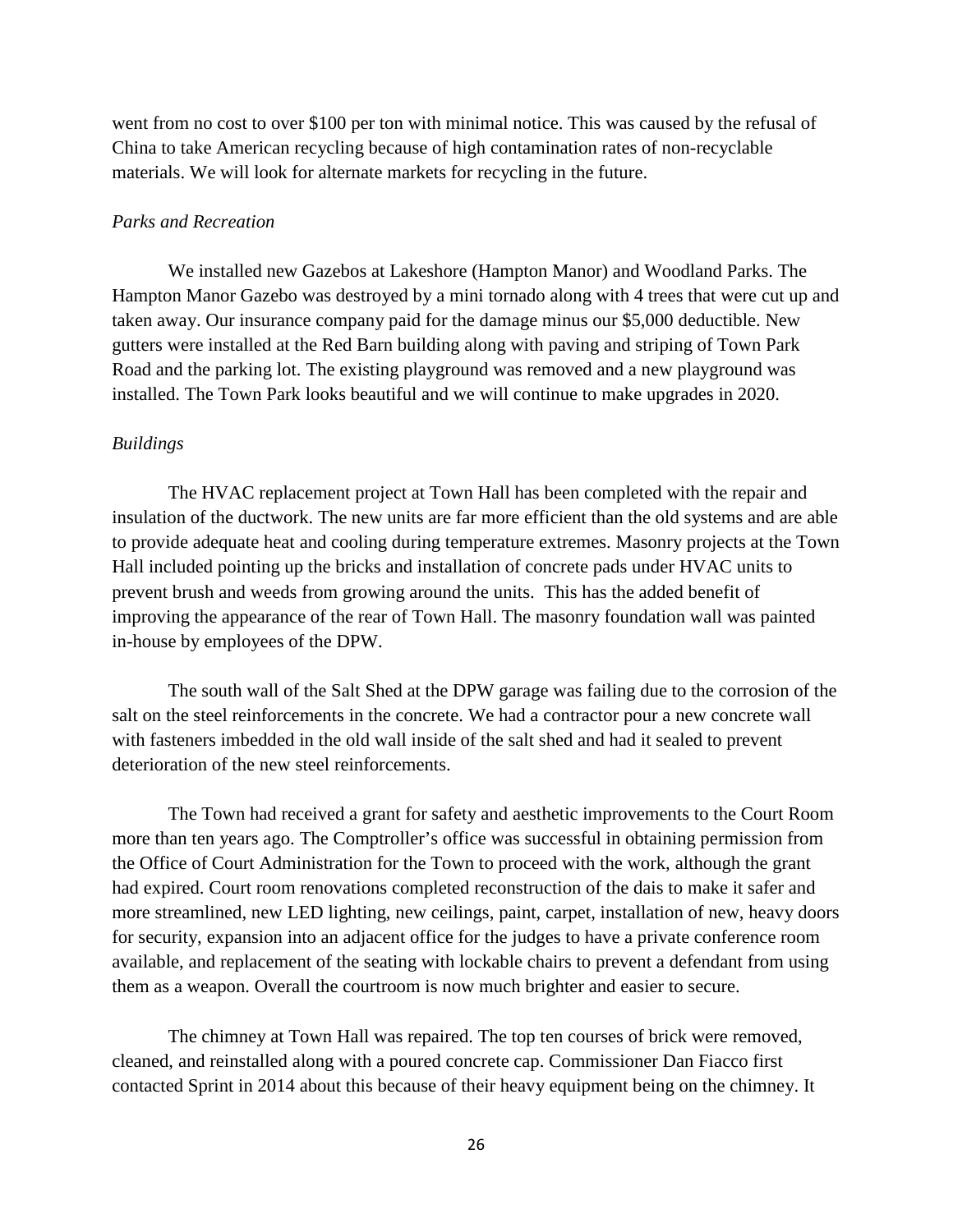went from no cost to over $100 per ton with minimal notice. This was caused by the refusal of China to take American recycling because of high contamination rates of non-recyclable materials. We will look for alternate markets for recycling in the future.

*Parks and Recreation*

We installed new Gazebos at Lakeshore (Hampton Manor) and Woodland Parks. The Hampton Manor Gazebo was destroyed by a mini tornado along with 4 trees that were cut up and taken away. Our insurance company paid for the damage minus our $5,000 deductible. New gutters were installed at the Red Barn building along with paving and striping of Town Park Road and the parking lot. The existing playground was removed and a new playground was installed. The Town Park looks beautiful and we will continue to make upgrades in 2020.

*Buildings*

The HVAC replacement project at Town Hall has been completed with the repair and insulation of the ductwork. The new units are far more efficient than the old systems and are able to provide adequate heat and cooling during temperature extremes. Masonry projects at the Town Hall included pointing up the bricks and installation of concrete pads under HVAC units to prevent brush and weeds from growing around the units. This has the added benefit of improving the appearance of the rear of Town Hall. The masonry foundation wall was painted in-house by employees of the DPW.

The south wall of the Salt Shed at the DPW garage was failing due to the corrosion of the salt on the steel reinforcements in the concrete. We had a contractor pour a new concrete wall with fasteners imbedded in the old wall inside of the salt shed and had it sealed to prevent deterioration of the new steel reinforcements.

The Town had received a grant for safety and aesthetic improvements to the Court Room more than ten years ago. The Comptroller's office was successful in obtaining permission from the Office of Court Administration for the Town to proceed with the work, although the grant had expired. Court room renovations completed reconstruction of the dais to make it safer and more streamlined, new LED lighting, new ceilings, paint, carpet, installation of new, heavy doors for security, expansion into an adjacent office for the judges to have a private conference room available, and replacement of the seating with lockable chairs to prevent a defendant from using them as a weapon. Overall the courtroom is now much brighter and easier to secure.

The chimney at Town Hall was repaired. The top ten courses of brick were removed, cleaned, and reinstalled along with a poured concrete cap. Commissioner Dan Fiacco first contacted Sprint in 2014 about this because of their heavy equipment being on the chimney. It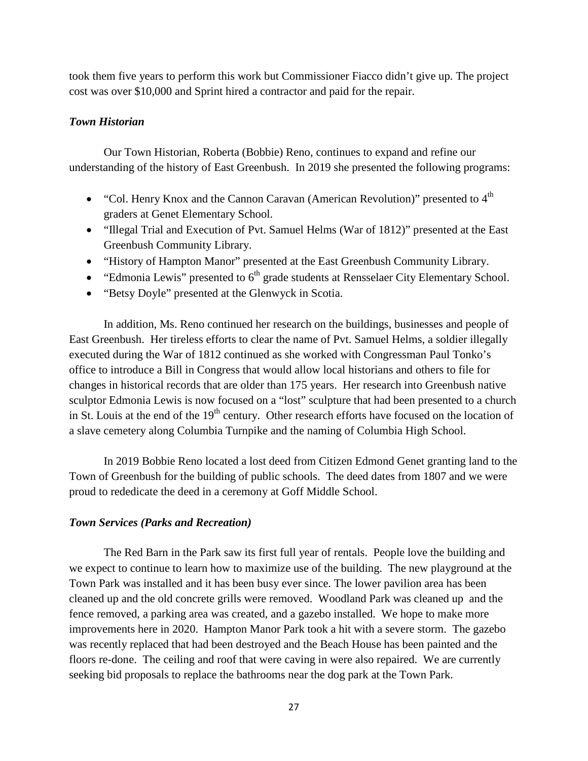took them five years to perform this work but Commissioner Fiacco didn't give up. The project cost was over $10,000 and Sprint hired a contractor and paid for the repair.

### *Town Historian*

Our Town Historian, Roberta (Bobbie) Reno, continues to expand and refine our understanding of the history of East Greenbush. In 2019 she presented the following programs:

- "Col. Henry Knox and the Cannon Caravan (American Revolution)" presented to 4th graders at Genet Elementary School.
- "Illegal Trial and Execution of Pvt. Samuel Helms (War of 1812)" presented at the East Greenbush Community Library.
- "History of Hampton Manor" presented at the East Greenbush Community Library.
- "Edmonia Lewis" presented to 6th grade students at Rensselaer City Elementary School.
- "Betsy Doyle" presented at the Glenwyck in Scotia.

In addition, Ms. Reno continued her research on the buildings, businesses and people of East Greenbush. Her tireless efforts to clear the name of Pvt. Samuel Helms, a soldier illegally executed during the War of 1812 continued as she worked with Congressman Paul Tonko's office to introduce a Bill in Congress that would allow local historians and others to file for changes in historical records that are older than 175 years. Her research into Greenbush native sculptor Edmonia Lewis is now focused on a "lost" sculpture that had been presented to a church in St. Louis at the end of the 19th century. Other research efforts have focused on the location of a slave cemetery along Columbia Turnpike and the naming of Columbia High School.

In 2019 Bobbie Reno located a lost deed from Citizen Edmond Genet granting land to the Town of Greenbush for the building of public schools. The deed dates from 1807 and we were proud to rededicate the deed in a ceremony at Goff Middle School.

### *Town Services (Parks and Recreation)*

The Red Barn in the Park saw its first full year of rentals. People love the building and we expect to continue to learn how to maximize use of the building. The new playground at the Town Park was installed and it has been busy ever since. The lower pavilion area has been cleaned up and the old concrete grills were removed. Woodland Park was cleaned up and the fence removed, a parking area was created, and a gazebo installed. We hope to make more improvements here in 2020. Hampton Manor Park took a hit with a severe storm. The gazebo was recently replaced that had been destroyed and the Beach House has been painted and the floors re-done. The ceiling and roof that were caving in were also repaired. We are currently seeking bid proposals to replace the bathrooms near the dog park at the Town Park.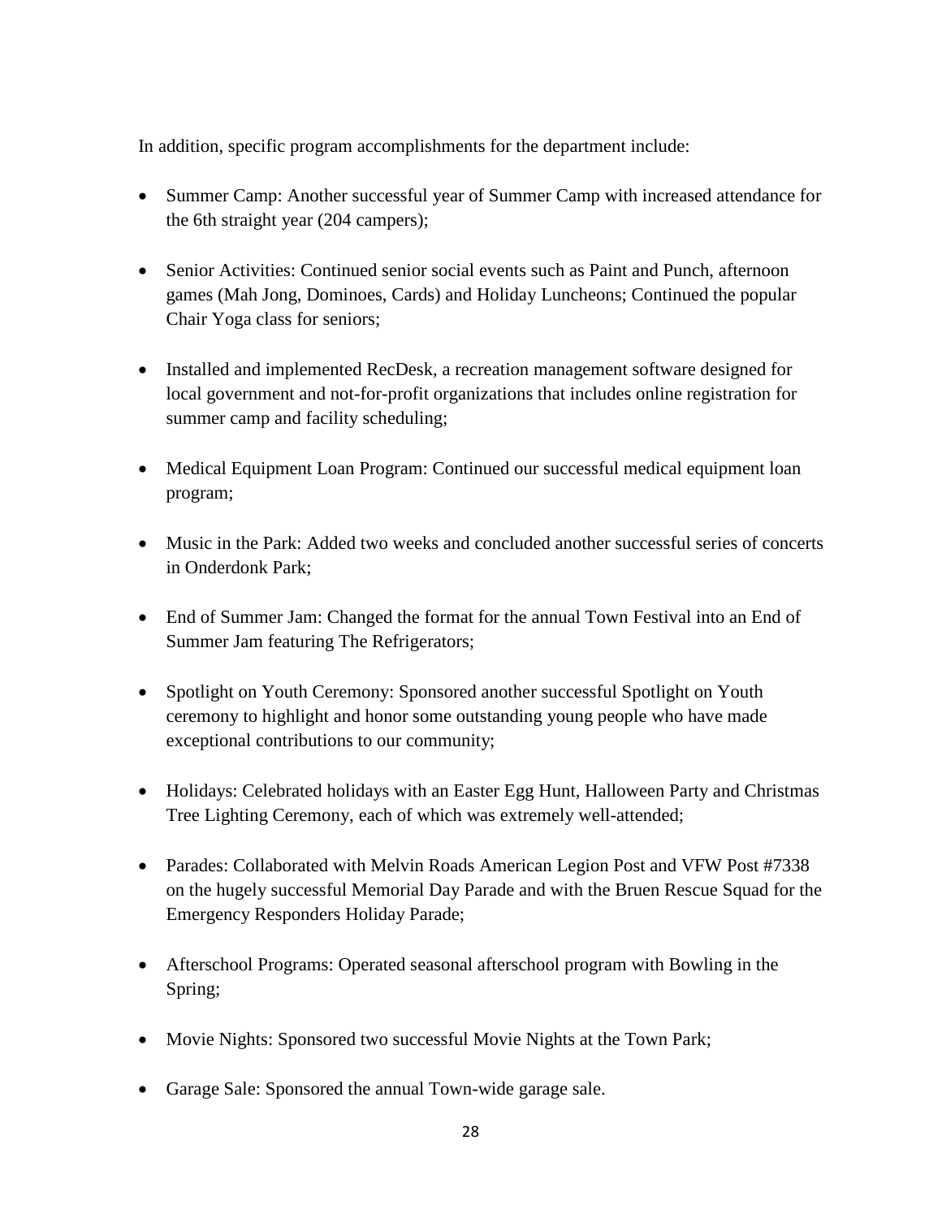In addition, specific program accomplishments for the department include:

- Summer Camp: Another successful year of Summer Camp with increased attendance for the 6th straight year (204 campers);
- Senior Activities: Continued senior social events such as Paint and Punch, afternoon games (Mah Jong, Dominoes, Cards) and Holiday Luncheons; Continued the popular Chair Yoga class for seniors;
- Installed and implemented RecDesk, a recreation management software designed for local government and not-for-profit organizations that includes online registration for summer camp and facility scheduling;
- Medical Equipment Loan Program: Continued our successful medical equipment loan program;
- Music in the Park: Added two weeks and concluded another successful series of concerts in Onderdonk Park;
- End of Summer Jam: Changed the format for the annual Town Festival into an End of Summer Jam featuring The Refrigerators;
- Spotlight on Youth Ceremony: Sponsored another successful Spotlight on Youth ceremony to highlight and honor some outstanding young people who have made exceptional contributions to our community;
- Holidays: Celebrated holidays with an Easter Egg Hunt, Halloween Party and Christmas Tree Lighting Ceremony, each of which was extremely well-attended;
- Parades: Collaborated with Melvin Roads American Legion Post and VFW Post #7338 on the hugely successful Memorial Day Parade and with the Bruen Rescue Squad for the Emergency Responders Holiday Parade;
- Afterschool Programs: Operated seasonal afterschool program with Bowling in the Spring;
- Movie Nights: Sponsored two successful Movie Nights at the Town Park;
- Garage Sale: Sponsored the annual Town-wide garage sale.